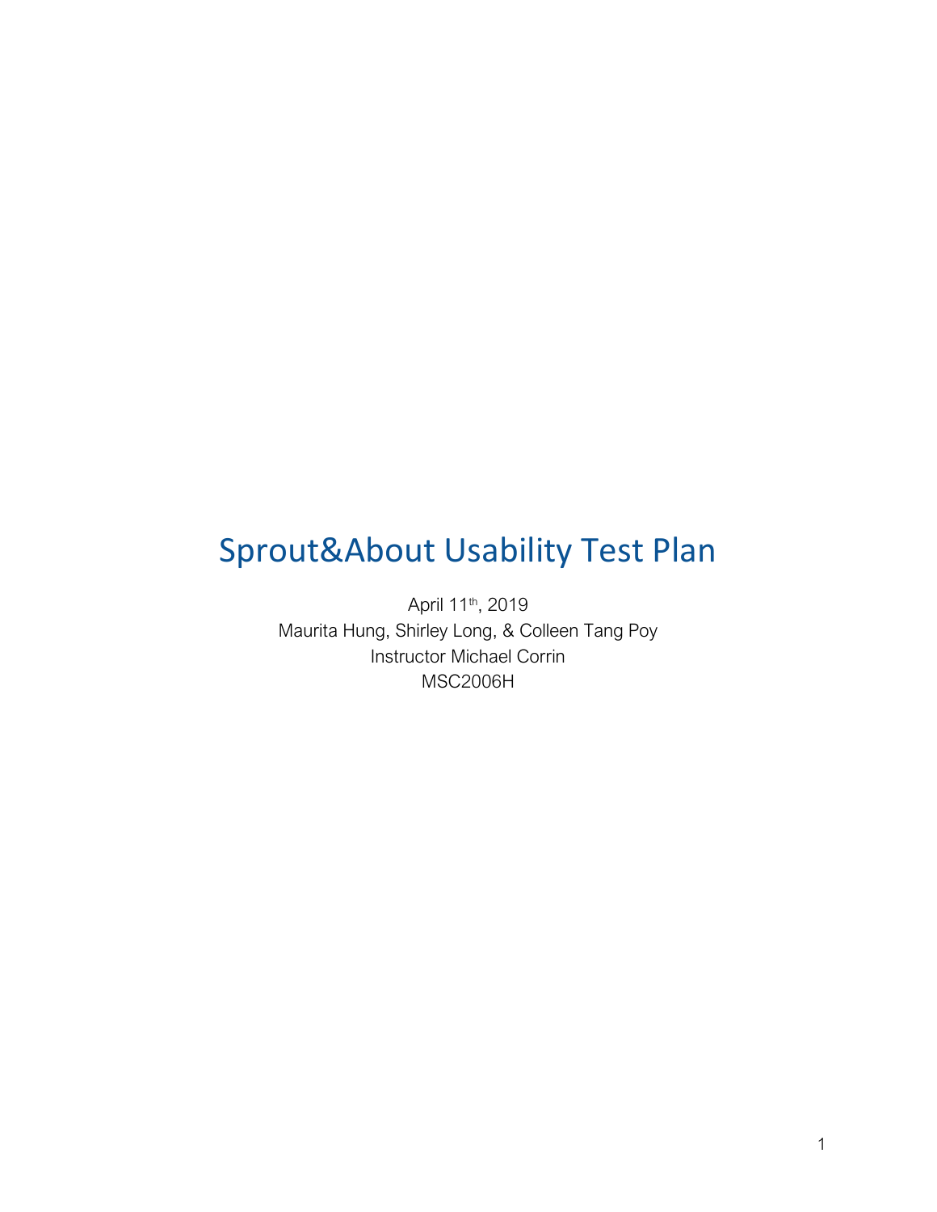# Sprout&About Usability Test Plan

April 11th, 2019
Maurita Hung, Shirley Long, & Colleen Tang Poy
Instructor Michael Corrin
MSC2006H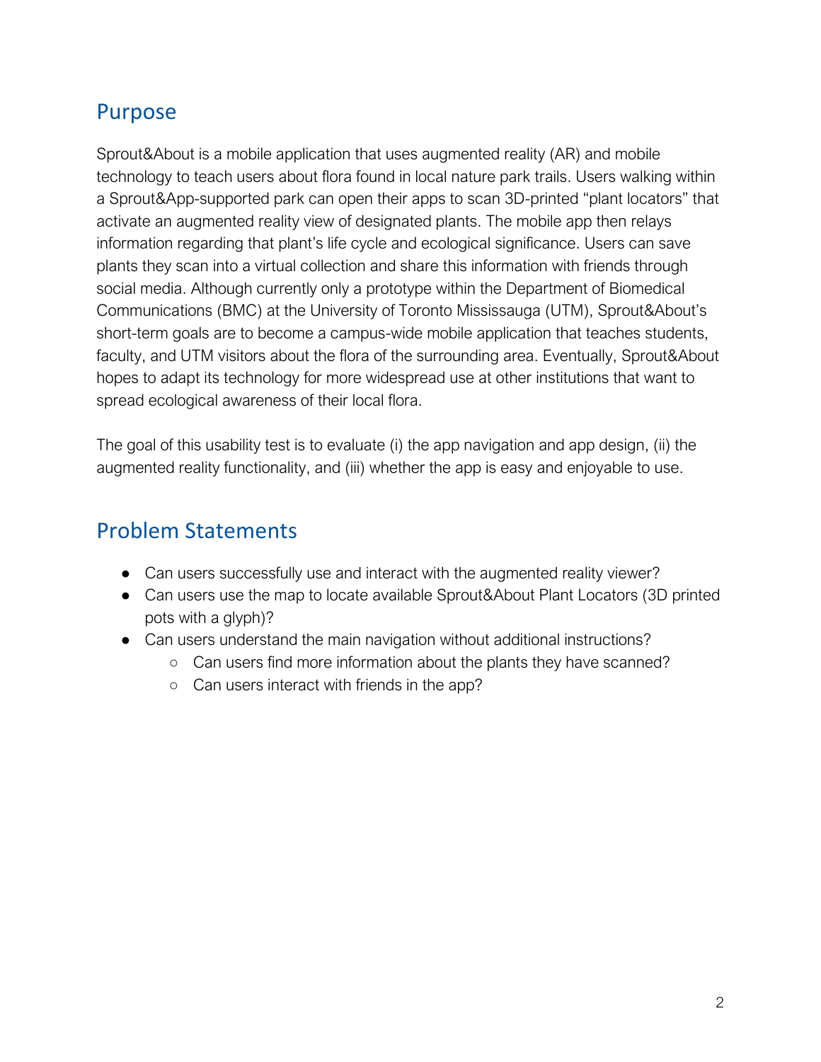## Purpose

Sprout&About is a mobile application that uses augmented reality (AR) and mobile technology to teach users about flora found in local nature park trails. Users walking within a Sprout&App-supported park can open their apps to scan 3D-printed "plant locators" that activate an augmented reality view of designated plants. The mobile app then relays information regarding that plant's life cycle and ecological significance. Users can save plants they scan into a virtual collection and share this information with friends through social media. Although currently only a prototype within the Department of Biomedical Communications (BMC) at the University of Toronto Mississauga (UTM), Sprout&About's short-term goals are to become a campus-wide mobile application that teaches students, faculty, and UTM visitors about the flora of the surrounding area. Eventually, Sprout&About hopes to adapt its technology for more widespread use at other institutions that want to spread ecological awareness of their local flora.

The goal of this usability test is to evaluate (i) the app navigation and app design, (ii) the augmented reality functionality, and (iii) whether the app is easy and enjoyable to use.

## Problem Statements

- Can users successfully use and interact with the augmented reality viewer?
- Can users use the map to locate available Sprout&About Plant Locators (3D printed pots with a glyph)?
- Can users understand the main navigation without additional instructions?
    - Can users find more information about the plants they have scanned?
    - Can users interact with friends in the app?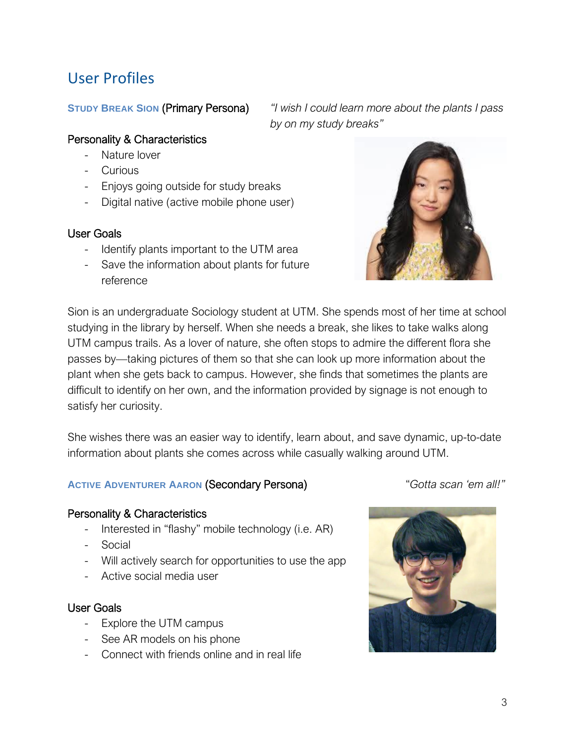# User Profiles

### STUDY BREAK SION (Primary Persona)

*"I wish I could learn more about the plants I pass by on my study breaks"*

#### Personality & Characteristics

- Nature lover
- Curious
- Enjoys going outside for study breaks
- Digital native (active mobile phone user)

#### User Goals

- Identify plants important to the UTM area
- Save the information about plants for future reference

Sion is an undergraduate Sociology student at UTM. She spends most of her time at school studying in the library by herself. When she needs a break, she likes to take walks along UTM campus trails. As a lover of nature, she often stops to admire the different flora she passes by—taking pictures of them so that she can look up more information about the plant when she gets back to campus. However, she finds that sometimes the plants are difficult to identify on her own, and the information provided by signage is not enough to satisfy her curiosity.

She wishes there was an easier way to identify, learn about, and save dynamic, up-to-date information about plants she comes across while casually walking around UTM.

### ACTIVE ADVENTURER AARON (Secondary Persona)

*"Gotta scan 'em all!"*

#### Personality & Characteristics

- Interested in "flashy" mobile technology (i.e. AR)
- Social
- Will actively search for opportunities to use the app
- Active social media user

#### User Goals

- Explore the UTM campus
- See AR models on his phone
- Connect with friends online and in real life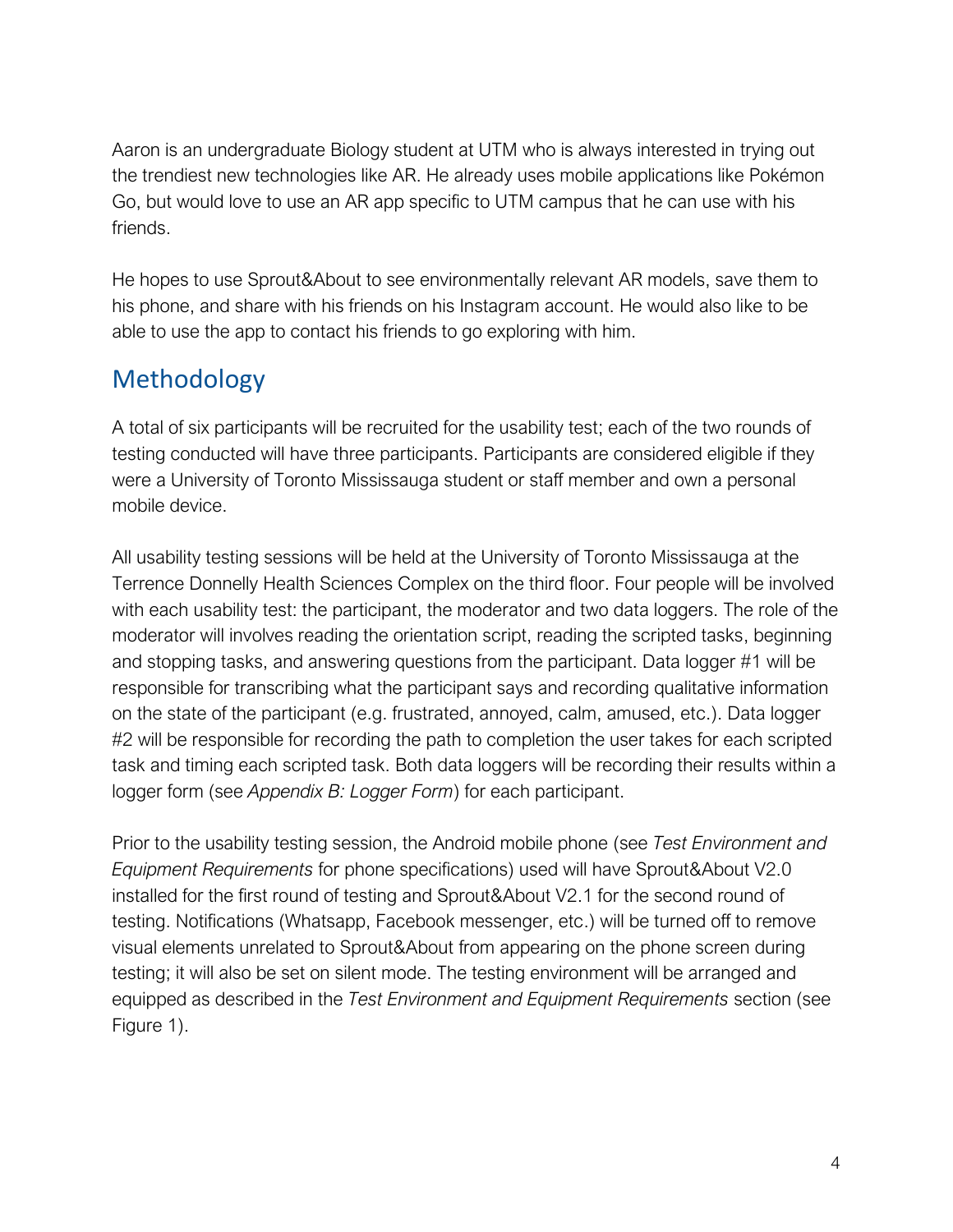Aaron is an undergraduate Biology student at UTM who is always interested in trying out the trendiest new technologies like AR. He already uses mobile applications like Pokémon Go, but would love to use an AR app specific to UTM campus that he can use with his friends.

He hopes to use Sprout&About to see environmentally relevant AR models, save them to his phone, and share with his friends on his Instagram account. He would also like to be able to use the app to contact his friends to go exploring with him.

## Methodology

A total of six participants will be recruited for the usability test; each of the two rounds of testing conducted will have three participants. Participants are considered eligible if they were a University of Toronto Mississauga student or staff member and own a personal mobile device.

All usability testing sessions will be held at the University of Toronto Mississauga at the Terrence Donnelly Health Sciences Complex on the third floor. Four people will be involved with each usability test: the participant, the moderator and two data loggers. The role of the moderator will involves reading the orientation script, reading the scripted tasks, beginning and stopping tasks, and answering questions from the participant. Data logger #1 will be responsible for transcribing what the participant says and recording qualitative information on the state of the participant (e.g. frustrated, annoyed, calm, amused, etc.). Data logger #2 will be responsible for recording the path to completion the user takes for each scripted task and timing each scripted task. Both data loggers will be recording their results within a logger form (see *Appendix B: Logger Form*) for each participant.

Prior to the usability testing session, the Android mobile phone (see *Test Environment and Equipment Requirements* for phone specifications) used will have Sprout&About V2.0 installed for the first round of testing and Sprout&About V2.1 for the second round of testing. Notifications (Whatsapp, Facebook messenger, etc.) will be turned off to remove visual elements unrelated to Sprout&About from appearing on the phone screen during testing; it will also be set on silent mode. The testing environment will be arranged and equipped as described in the *Test Environment and Equipment Requirements* section (see Figure 1).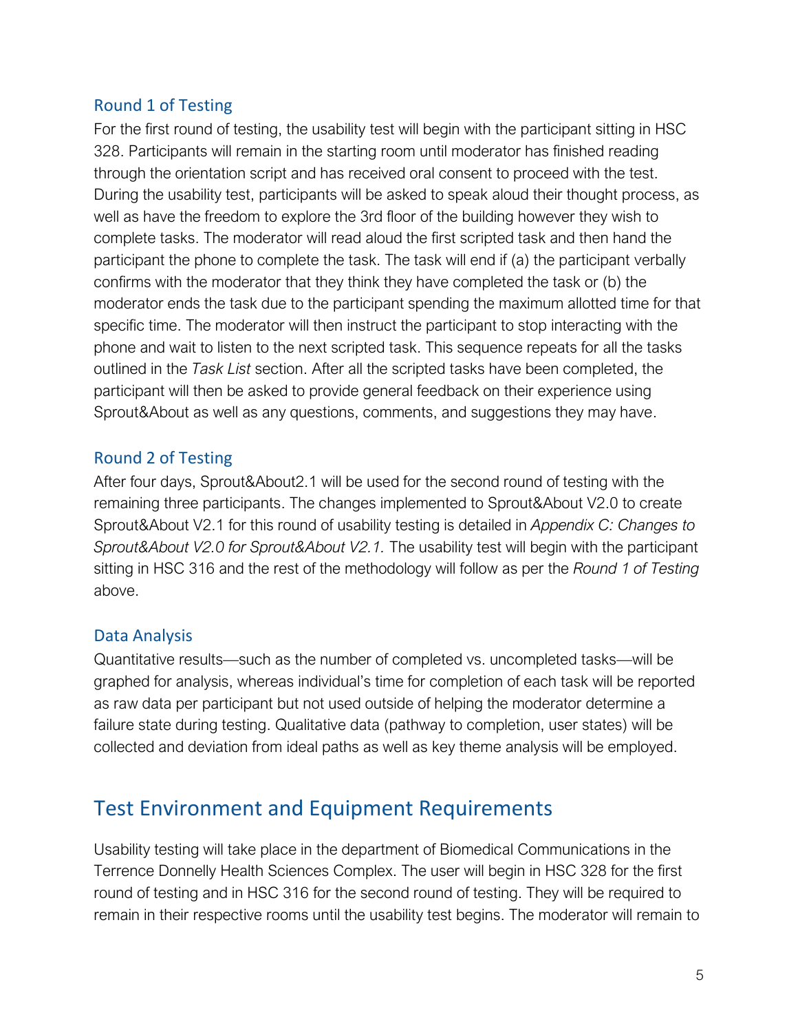### Round 1 of Testing

For the first round of testing, the usability test will begin with the participant sitting in HSC 328. Participants will remain in the starting room until moderator has finished reading through the orientation script and has received oral consent to proceed with the test. During the usability test, participants will be asked to speak aloud their thought process, as well as have the freedom to explore the 3rd floor of the building however they wish to complete tasks. The moderator will read aloud the first scripted task and then hand the participant the phone to complete the task. The task will end if (a) the participant verbally confirms with the moderator that they think they have completed the task or (b) the moderator ends the task due to the participant spending the maximum allotted time for that specific time. The moderator will then instruct the participant to stop interacting with the phone and wait to listen to the next scripted task. This sequence repeats for all the tasks outlined in the *Task List* section. After all the scripted tasks have been completed, the participant will then be asked to provide general feedback on their experience using Sprout&About as well as any questions, comments, and suggestions they may have.

### Round 2 of Testing

After four days, Sprout&About2.1 will be used for the second round of testing with the remaining three participants. The changes implemented to Sprout&About V2.0 to create Sprout&About V2.1 for this round of usability testing is detailed in *Appendix C: Changes to Sprout&About V2.0 for Sprout&About V2.1.* The usability test will begin with the participant sitting in HSC 316 and the rest of the methodology will follow as per the *Round 1 of Testing* above.

### Data Analysis

Quantitative results—such as the number of completed vs. uncompleted tasks—will be graphed for analysis, whereas individual's time for completion of each task will be reported as raw data per participant but not used outside of helping the moderator determine a failure state during testing. Qualitative data (pathway to completion, user states) will be collected and deviation from ideal paths as well as key theme analysis will be employed.

## Test Environment and Equipment Requirements

Usability testing will take place in the department of Biomedical Communications in the Terrence Donnelly Health Sciences Complex. The user will begin in HSC 328 for the first round of testing and in HSC 316 for the second round of testing. They will be required to remain in their respective rooms until the usability test begins. The moderator will remain to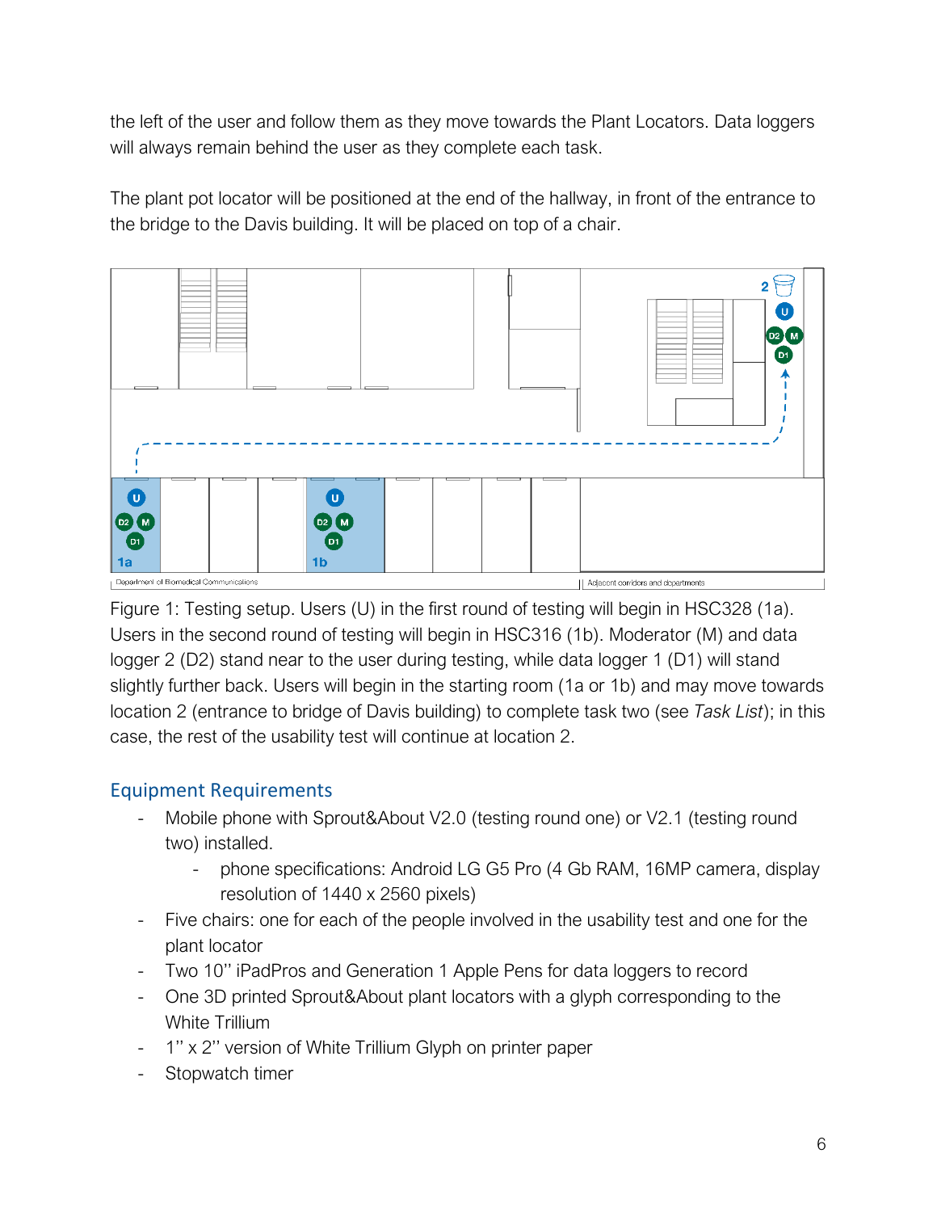the left of the user and follow them as they move towards the Plant Locators. Data loggers will always remain behind the user as they complete each task.

The plant pot locator will be positioned at the end of the hallway, in front of the entrance to the bridge to the Davis building. It will be placed on top of a chair.

Figure 1: Testing setup. Users (U) in the first round of testing will begin in HSC328 (1a). Users in the second round of testing will begin in HSC316 (1b). Moderator (M) and data logger 2 (D2) stand near to the user during testing, while data logger 1 (D1) will stand slightly further back. Users will begin in the starting room (1a or 1b) and may move towards location 2 (entrance to bridge of Davis building) to complete task two (see *Task List*); in this case, the rest of the usability test will continue at location 2.

## Equipment Requirements

- Mobile phone with Sprout&About V2.0 (testing round one) or V2.1 (testing round two) installed.
    - phone specifications: Android LG G5 Pro (4 Gb RAM, 16MP camera, display resolution of 1440 x 2560 pixels)
- Five chairs: one for each of the people involved in the usability test and one for the plant locator
- Two 10'' iPadPros and Generation 1 Apple Pens for data loggers to record
- One 3D printed Sprout&About plant locators with a glyph corresponding to the White Trillium
- 1'' x 2'' version of White Trillium Glyph on printer paper
- Stopwatch timer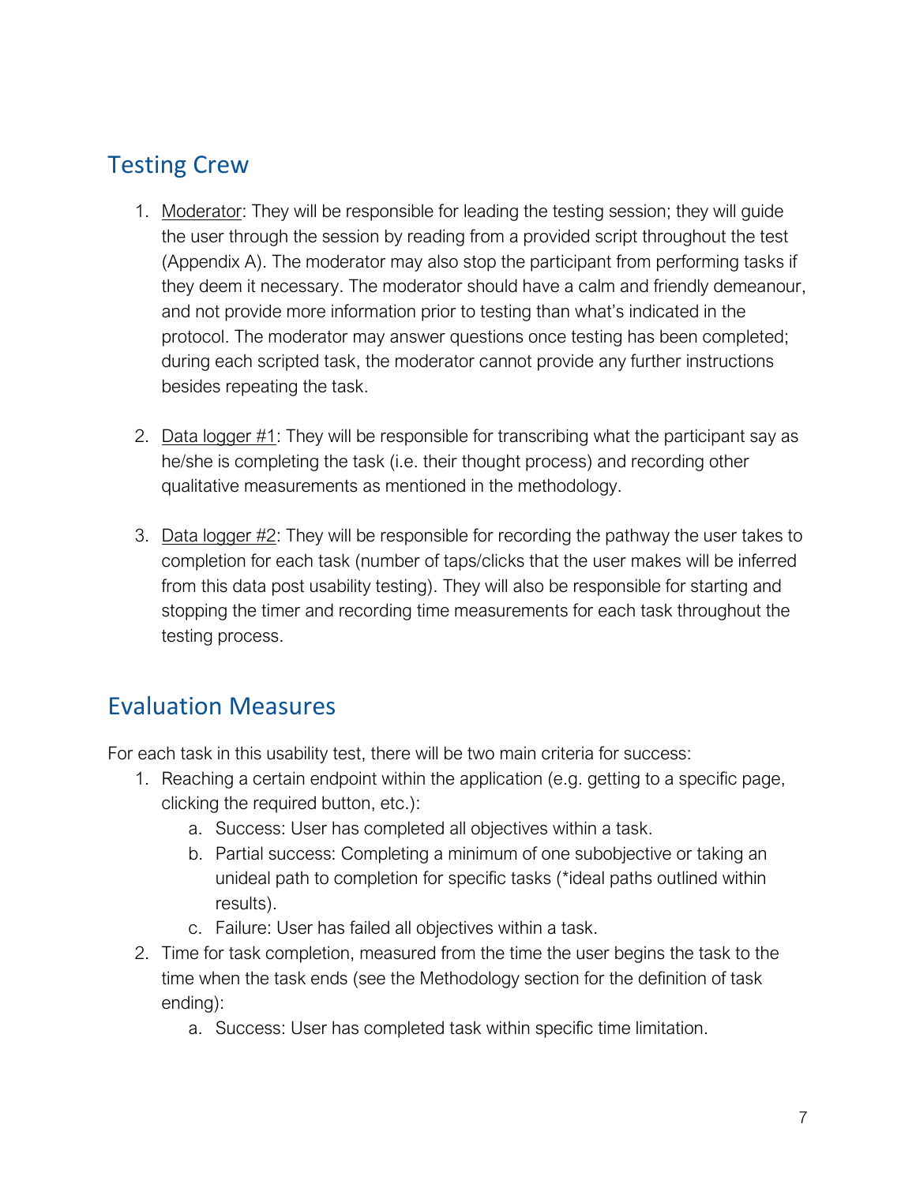## Testing Crew

1. Moderator: They will be responsible for leading the testing session; they will guide the user through the session by reading from a provided script throughout the test (Appendix A). The moderator may also stop the participant from performing tasks if they deem it necessary. The moderator should have a calm and friendly demeanour, and not provide more information prior to testing than what's indicated in the protocol. The moderator may answer questions once testing has been completed; during each scripted task, the moderator cannot provide any further instructions besides repeating the task.

2. Data logger #1: They will be responsible for transcribing what the participant say as he/she is completing the task (i.e. their thought process) and recording other qualitative measurements as mentioned in the methodology.

3. Data logger #2: They will be responsible for recording the pathway the user takes to completion for each task (number of taps/clicks that the user makes will be inferred from this data post usability testing). They will also be responsible for starting and stopping the timer and recording time measurements for each task throughout the testing process.

## Evaluation Measures

For each task in this usability test, there will be two main criteria for success:

1. Reaching a certain endpoint within the application (e.g. getting to a specific page, clicking the required button, etc.):
   a. Success: User has completed all objectives within a task.
   b. Partial success: Completing a minimum of one subobjective or taking an unideal path to completion for specific tasks (*ideal paths outlined within results).
   c. Failure: User has failed all objectives within a task.
2. Time for task completion, measured from the time the user begins the task to the time when the task ends (see the Methodology section for the definition of task ending):
   a. Success: User has completed task within specific time limitation.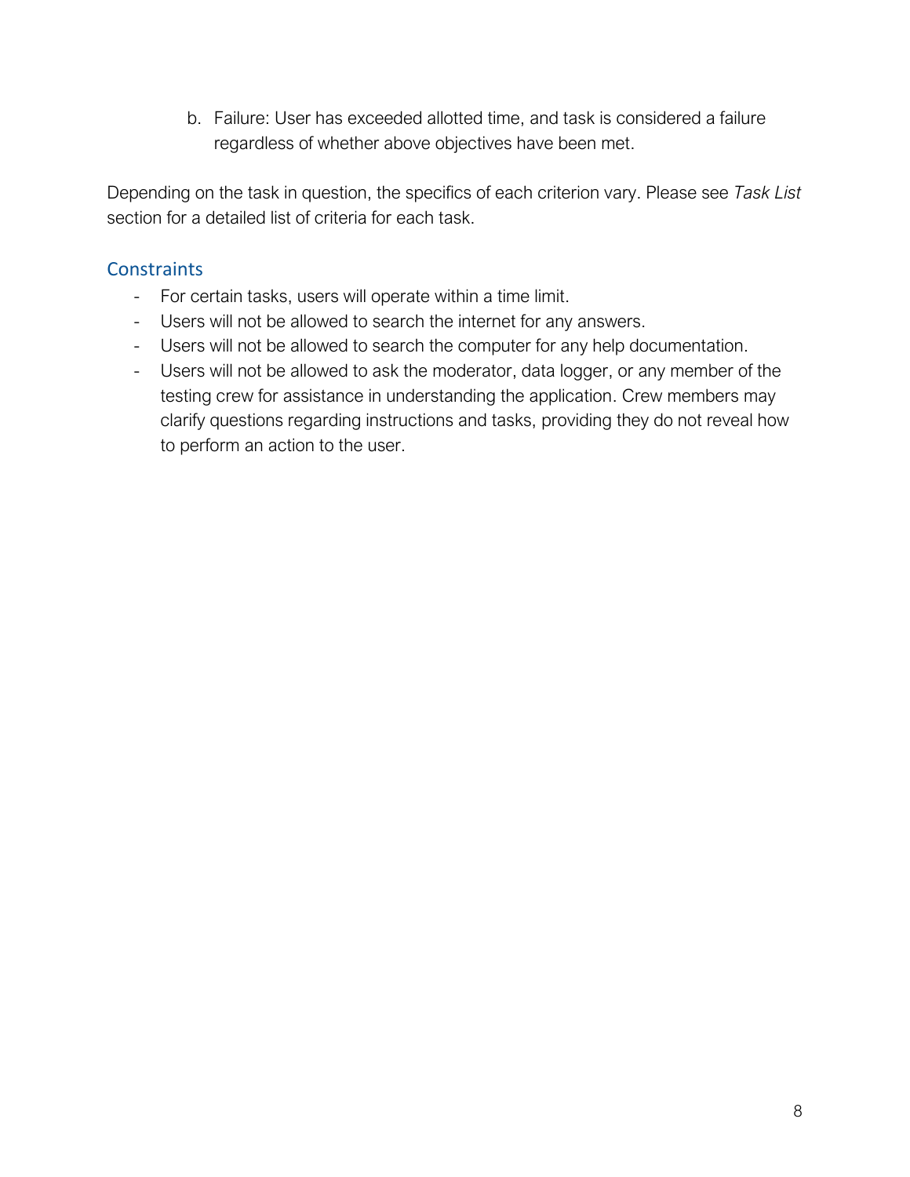b. Failure: User has exceeded allotted time, and task is considered a failure regardless of whether above objectives have been met.

Depending on the task in question, the specifics of each criterion vary. Please see *Task List* section for a detailed list of criteria for each task.

## Constraints

- For certain tasks, users will operate within a time limit.
- Users will not be allowed to search the internet for any answers.
- Users will not be allowed to search the computer for any help documentation.
- Users will not be allowed to ask the moderator, data logger, or any member of the testing crew for assistance in understanding the application. Crew members may clarify questions regarding instructions and tasks, providing they do not reveal how to perform an action to the user.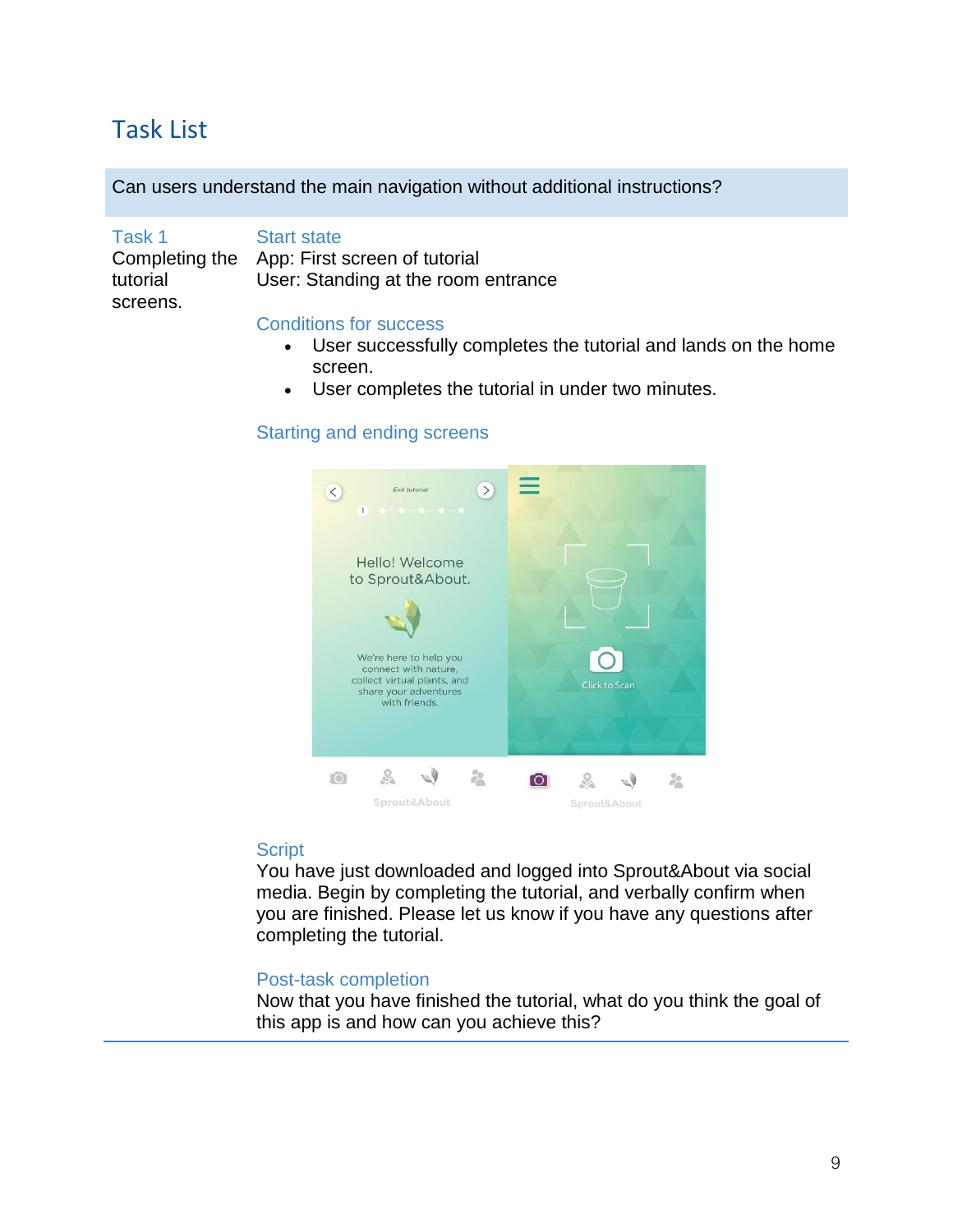## Task List

**Can users understand the main navigation without additional instructions?**

### Task 1

Completing the tutorial screens.

#### Start state

App: First screen of tutorial
User: Standing at the room entrance

#### Conditions for success

- User successfully completes the tutorial and lands on the home screen.
- User completes the tutorial in under two minutes.

#### Starting and ending screens

#### Script

You have just downloaded and logged into Sprout&About via social media. Begin by completing the tutorial, and verbally confirm when you are finished. Please let us know if you have any questions after completing the tutorial.

#### Post-task completion

Now that you have finished the tutorial, what do you think the goal of this app is and how can you achieve this?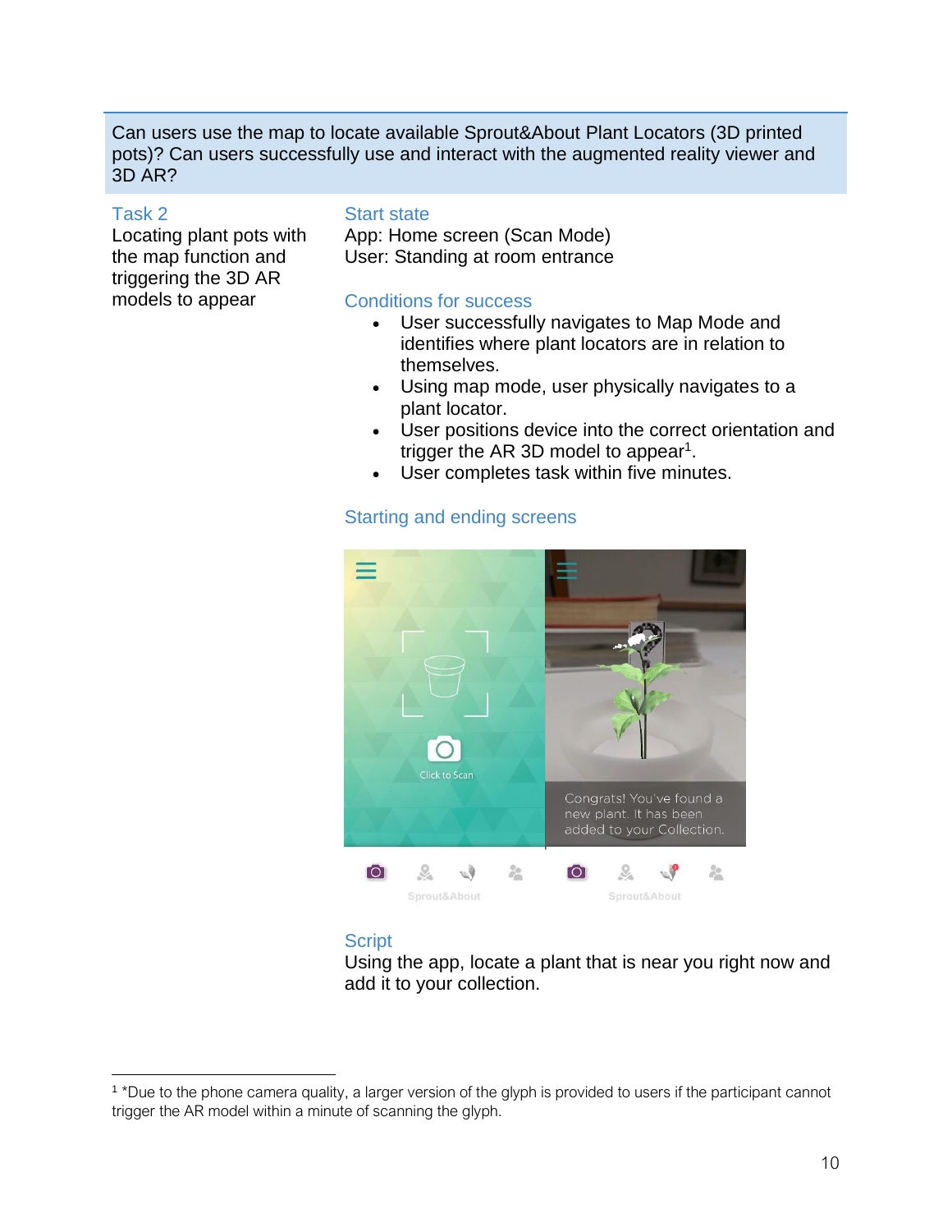Can users use the map to locate available Sprout&About Plant Locators (3D printed pots)? Can users successfully use and interact with the augmented reality viewer and 3D AR?

### Task 2

Locating plant pots with the map function and triggering the 3D AR models to appear

### Start state

App: Home screen (Scan Mode)
User: Standing at room entrance

### Conditions for success

- User successfully navigates to Map Mode and identifies where plant locators are in relation to themselves.
- Using map mode, user physically navigates to a plant locator.
- User positions device into the correct orientation and trigger the AR 3D model to appear[1].
- User completes task within five minutes.

### Starting and ending screens

Click to Scan

Sprout&About

Congrats! You've found a new plant. It has been added to your Collection.

Sprout&About

### Script

Using the app, locate a plant that is near you right now and add it to your collection.

---

[1] *Due to the phone camera quality, a larger version of the glyph is provided to users if the participant cannot trigger the AR model within a minute of scanning the glyph.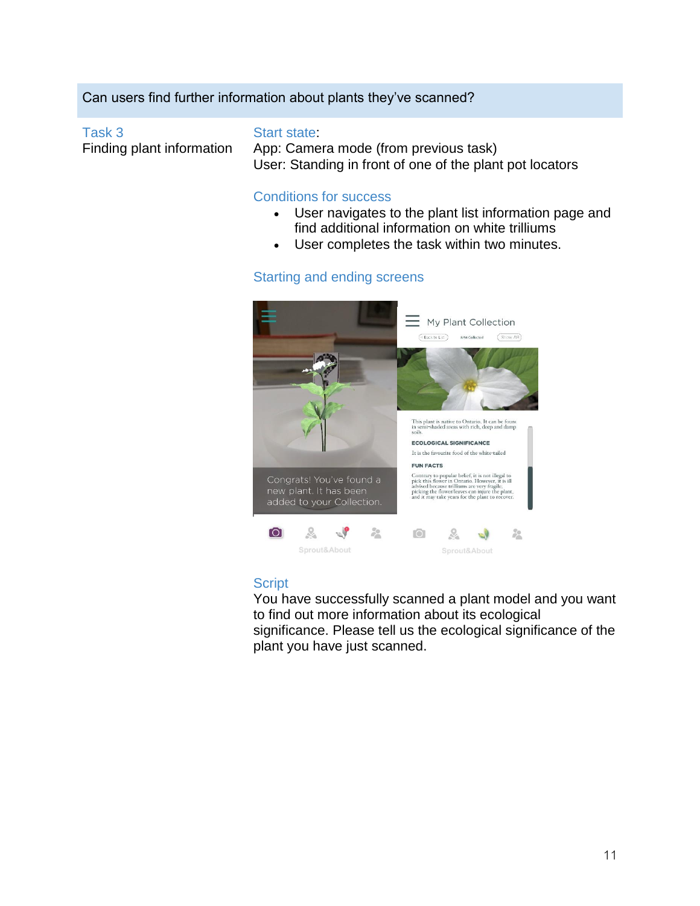Can users find further information about plants they've scanned?

**Task 3**
Finding plant information

**Start state:**
App: Camera mode (from previous task)
User: Standing in front of one of the plant pot locators

**Conditions for success**

- User navigates to the plant list information page and find additional information on white trilliums
- User completes the task within two minutes.

**Starting and ending screens**

**Script**
You have successfully scanned a plant model and you want to find out more information about its ecological significance. Please tell us the ecological significance of the plant you have just scanned.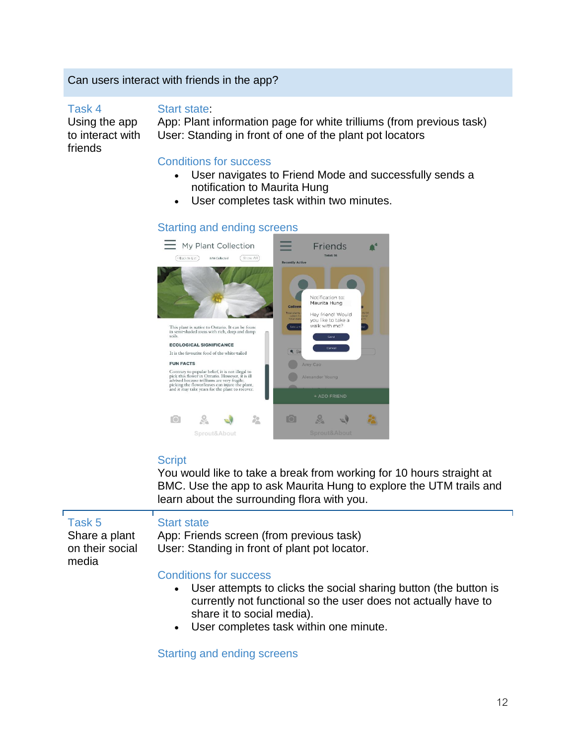Can users interact with friends in the app?

| | |
|---|---|
| **Task 4**<br>Using the app to interact with friends | **Start state**:<br>App: Plant information page for white trilliums (from previous task)<br>User: Standing in front of one of the plant pot locators<br><br>**Conditions for success**<br>• User navigates to Friend Mode and successfully sends a notification to Maurita Hung<br>• User completes task within two minutes.<br><br>**Starting and ending screens**<br><br>**Script**<br>You would like to take a break from working for 10 hours straight at BMC. Use the app to ask Maurita Hung to explore the UTM trails and learn about the surrounding flora with you. |
| **Task 5**<br>Share a plant on their social media | **Start state**<br>App: Friends screen (from previous task)<br>User: Standing in front of plant pot locator.<br><br>**Conditions for success**<br>• User attempts to clicks the social sharing button (the button is currently not functional so the user does not actually have to share it to social media).<br>• User completes task within one minute.<br><br>**Starting and ending screens** |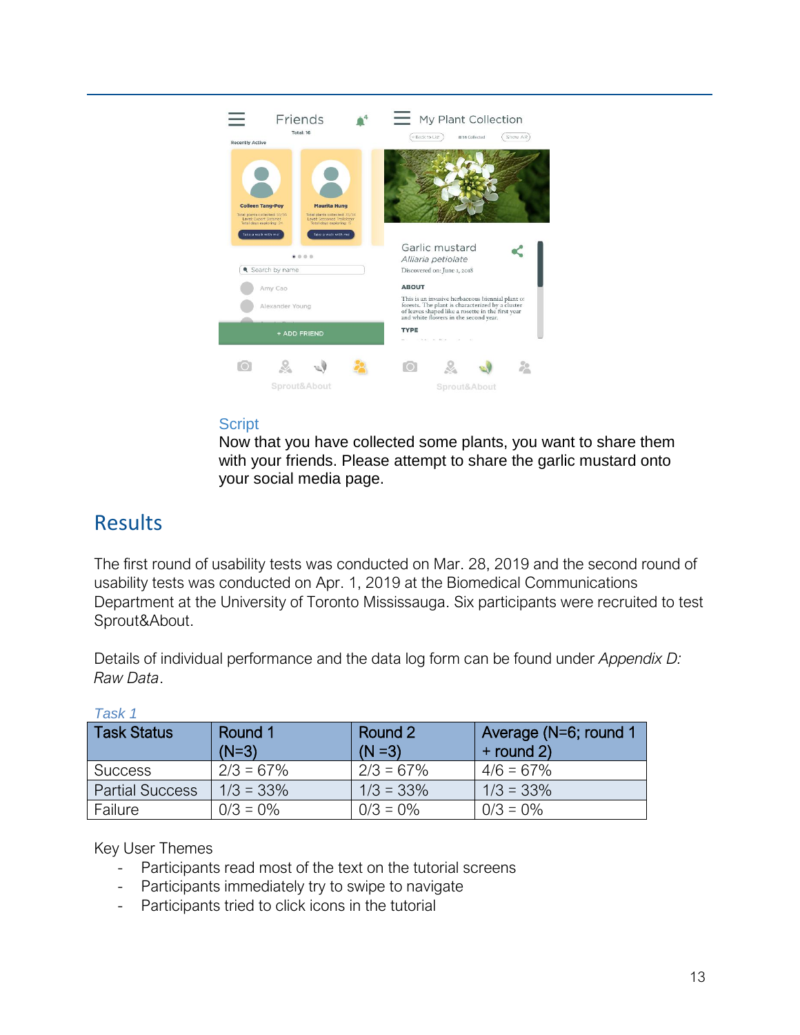### Script

Now that you have collected some plants, you want to share them with your friends. Please attempt to share the garlic mustard onto your social media page.

## Results

The first round of usability tests was conducted on Mar. 28, 2019 and the second round of usability tests was conducted on Apr. 1, 2019 at the Biomedical Communications Department at the University of Toronto Mississauga. Six participants were recruited to test Sprout&About.

Details of individual performance and the data log form can be found under *Appendix D: Raw Data*.

*Task 1*

| Task Status | Round 1 (N=3) | Round 2 (N =3) | Average (N=6; round 1 + round 2) |
|---|---|---|---|
| Success | 2/3 = 67% | 2/3 = 67% | 4/6 = 67% |
| Partial Success | 1/3 = 33% | 1/3 = 33% | 1/3 = 33% |
| Failure | 0/3 = 0% | 0/3 = 0% | 0/3 = 0% |

Key User Themes

- Participants read most of the text on the tutorial screens
- Participants immediately try to swipe to navigate
- Participants tried to click icons in the tutorial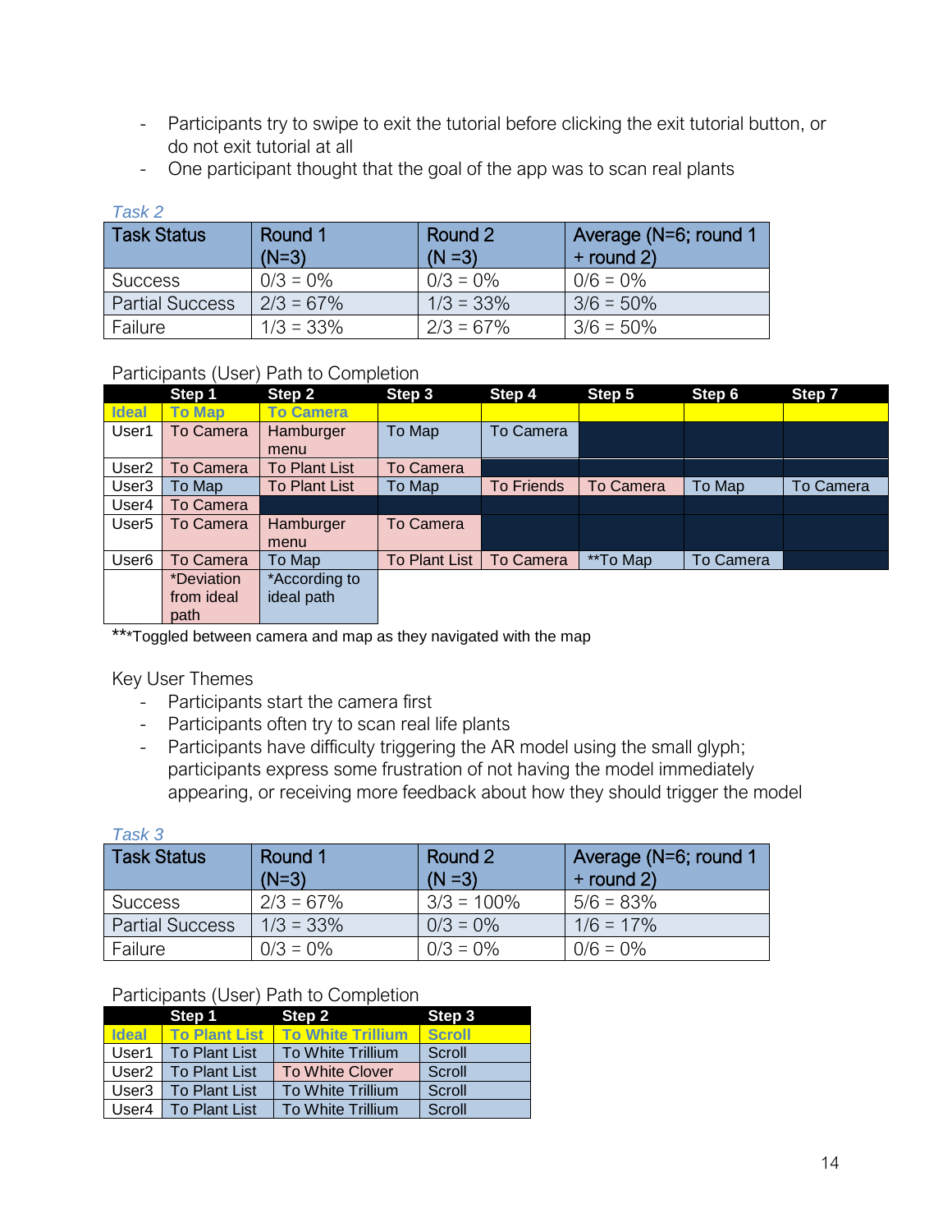- Participants try to swipe to exit the tutorial before clicking the exit tutorial button, or do not exit tutorial at all
- One participant thought that the goal of the app was to scan real plants

*Task 2*

| Task Status | Round 1 (N=3) | Round 2 (N =3) | Average (N=6; round 1 + round 2) |
|---|---|---|---|
| Success | 0/3 = 0% | 0/3 = 0% | 0/6 = 0% |
| Partial Success | 2/3 = 67% | 1/3 = 33% | 3/6 = 50% |
| Failure | 1/3 = 33% | 2/3 = 67% | 3/6 = 50% |

Participants (User) Path to Completion

| | Step 1 | Step 2 | Step 3 | Step 4 | Step 5 | Step 6 | Step 7 |
|---|---|---|---|---|---|---|---|
| Ideal | To Map | To Camera | | | | | |
| User1 | To Camera | Hamburger menu | To Map | To Camera | | | |
| User2 | To Camera | To Plant List | To Camera | | | | |
| User3 | To Map | To Plant List | To Map | To Friends | To Camera | To Map | To Camera |
| User4 | To Camera | | | | | | |
| User5 | To Camera | Hamburger menu | To Camera | | | | |
| User6 | To Camera | To Map | To Plant List | To Camera | **To Map | To Camera | |
| | *Deviation from ideal path | *According to ideal path | | | | | |

***Toggled between camera and map as they navigated with the map

Key User Themes

- Participants start the camera first
- Participants often try to scan real life plants
- Participants have difficulty triggering the AR model using the small glyph; participants express some frustration of not having the model immediately appearing, or receiving more feedback about how they should trigger the model

*Task 3*

| Task Status | Round 1 (N=3) | Round 2 (N =3) | Average (N=6; round 1 + round 2) |
|---|---|---|---|
| Success | 2/3 = 67% | 3/3 = 100% | 5/6 = 83% |
| Partial Success | 1/3 = 33% | 0/3 = 0% | 1/6 = 17% |
| Failure | 0/3 = 0% | 0/3 = 0% | 0/6 = 0% |

Participants (User) Path to Completion

| | Step 1 | Step 2 | Step 3 |
|---|---|---|---|
| Ideal | To Plant List | To White Trillium | Scroll |
| User1 | To Plant List | To White Trillium | Scroll |
| User2 | To Plant List | To White Clover | Scroll |
| User3 | To Plant List | To White Trillium | Scroll |
| User4 | To Plant List | To White Trillium | Scroll |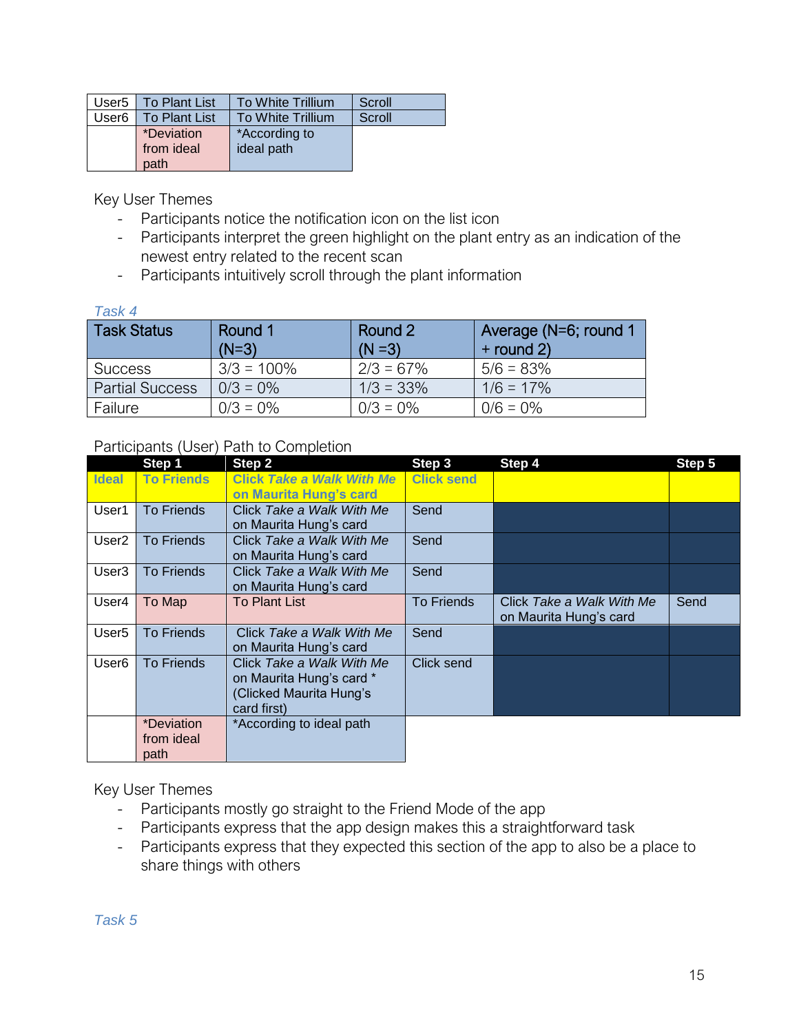| User5 | To Plant List | To White Trillium | Scroll |
|---|---|---|---|
| User6 | To Plant List | To White Trillium | Scroll |
| | *Deviation from ideal path | *According to ideal path | |

Key User Themes

- Participants notice the notification icon on the list icon
- Participants interpret the green highlight on the plant entry as an indication of the newest entry related to the recent scan
- Participants intuitively scroll through the plant information

*Task 4*

| Task Status | Round 1 (N=3) | Round 2 (N =3) | Average (N=6; round 1 + round 2) |
|---|---|---|---|
| Success | 3/3 = 100% | 2/3 = 67% | 5/6 = 83% |
| Partial Success | 0/3 = 0% | 1/3 = 33% | 1/6 = 17% |
| Failure | 0/3 = 0% | 0/3 = 0% | 0/6 = 0% |

Participants (User) Path to Completion

| | Step 1 | Step 2 | Step 3 | Step 4 | Step 5 |
|---|---|---|---|---|---|
| **Ideal** | **To Friends** | **Click *Take a Walk With Me* on Maurita Hung's card** | **Click send** | | |
| User1 | To Friends | Click *Take a Walk With Me* on Maurita Hung's card | Send | | |
| User2 | To Friends | Click *Take a Walk With Me* on Maurita Hung's card | Send | | |
| User3 | To Friends | Click *Take a Walk With Me* on Maurita Hung's card | Send | | |
| User4 | To Map | To Plant List | To Friends | Click *Take a Walk With Me* on Maurita Hung's card | Send |
| User5 | To Friends | Click *Take a Walk With Me* on Maurita Hung's card | Send | | |
| User6 | To Friends | Click *Take a Walk With Me* on Maurita Hung's card * (Clicked Maurita Hung's card first) | Click send | | |
| | *Deviation from ideal path | *According to ideal path | | | |

Key User Themes

- Participants mostly go straight to the Friend Mode of the app
- Participants express that the app design makes this a straightforward task
- Participants express that they expected this section of the app to also be a place to share things with others

*Task 5*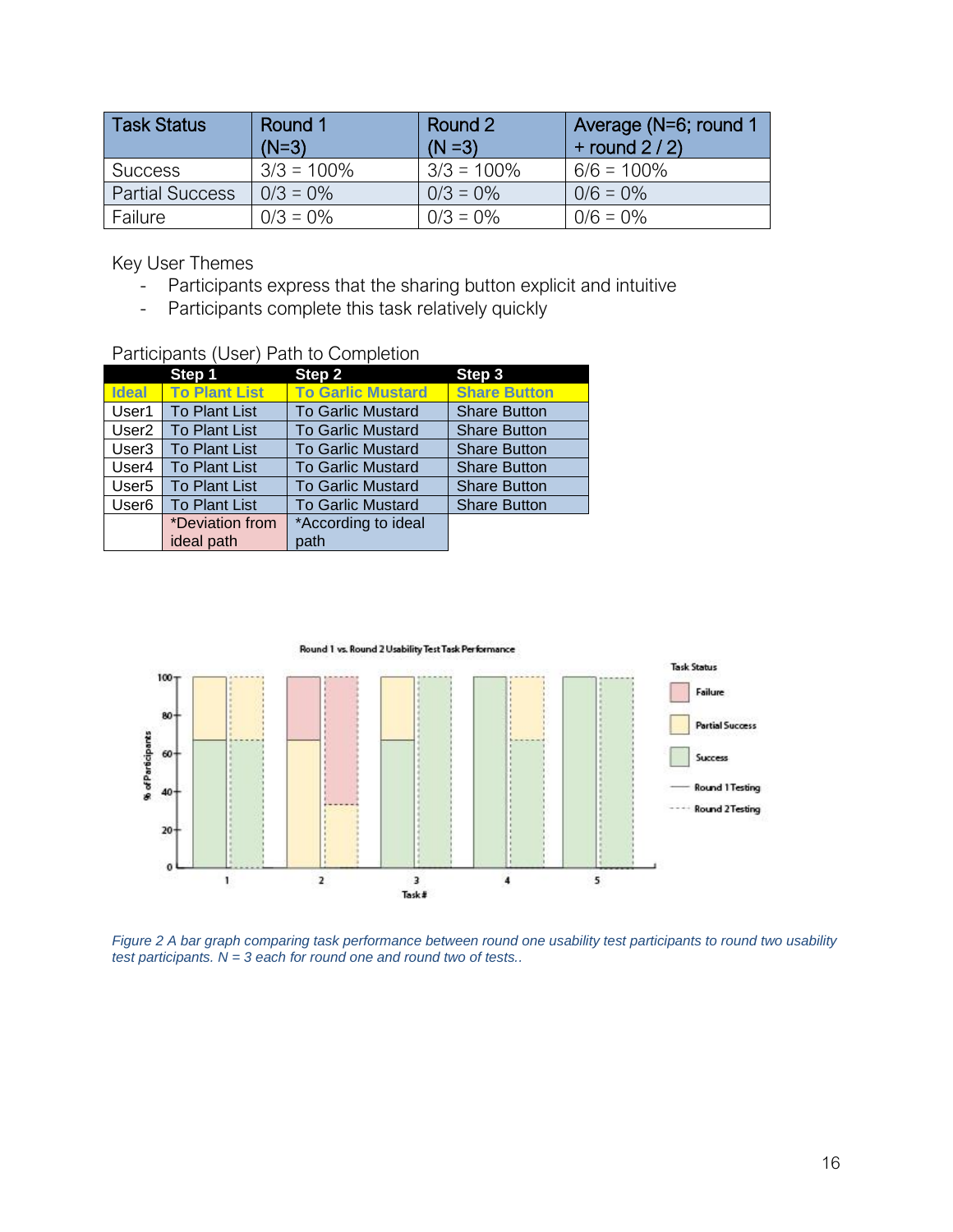| Task Status | Round 1 (N=3) | Round 2 (N =3) | Average (N=6; round 1 + round 2 / 2) |
|---|---|---|---|
| Success | 3/3 = 100% | 3/3 = 100% | 6/6 = 100% |
| Partial Success | 0/3 = 0% | 0/3 = 0% | 0/6 = 0% |
| Failure | 0/3 = 0% | 0/3 = 0% | 0/6 = 0% |

Key User Themes

- Participants express that the sharing button explicit and intuitive
- Participants complete this task relatively quickly

Participants (User) Path to Completion

| | Step 1 | Step 2 | Step 3 |
|---|---|---|---|
| **Ideal** | **To Plant List** | **To Garlic Mustard** | **Share Button** |
| User1 | To Plant List | To Garlic Mustard | Share Button |
| User2 | To Plant List | To Garlic Mustard | Share Button |
| User3 | To Plant List | To Garlic Mustard | Share Button |
| User4 | To Plant List | To Garlic Mustard | Share Button |
| User5 | To Plant List | To Garlic Mustard | Share Button |
| User6 | To Plant List | To Garlic Mustard | Share Button |
| | *Deviation from ideal path | *According to ideal path | |

*Figure 2 A bar graph comparing task performance between round one usability test participants to round two usability test participants. N = 3 each for round one and round two of tests..*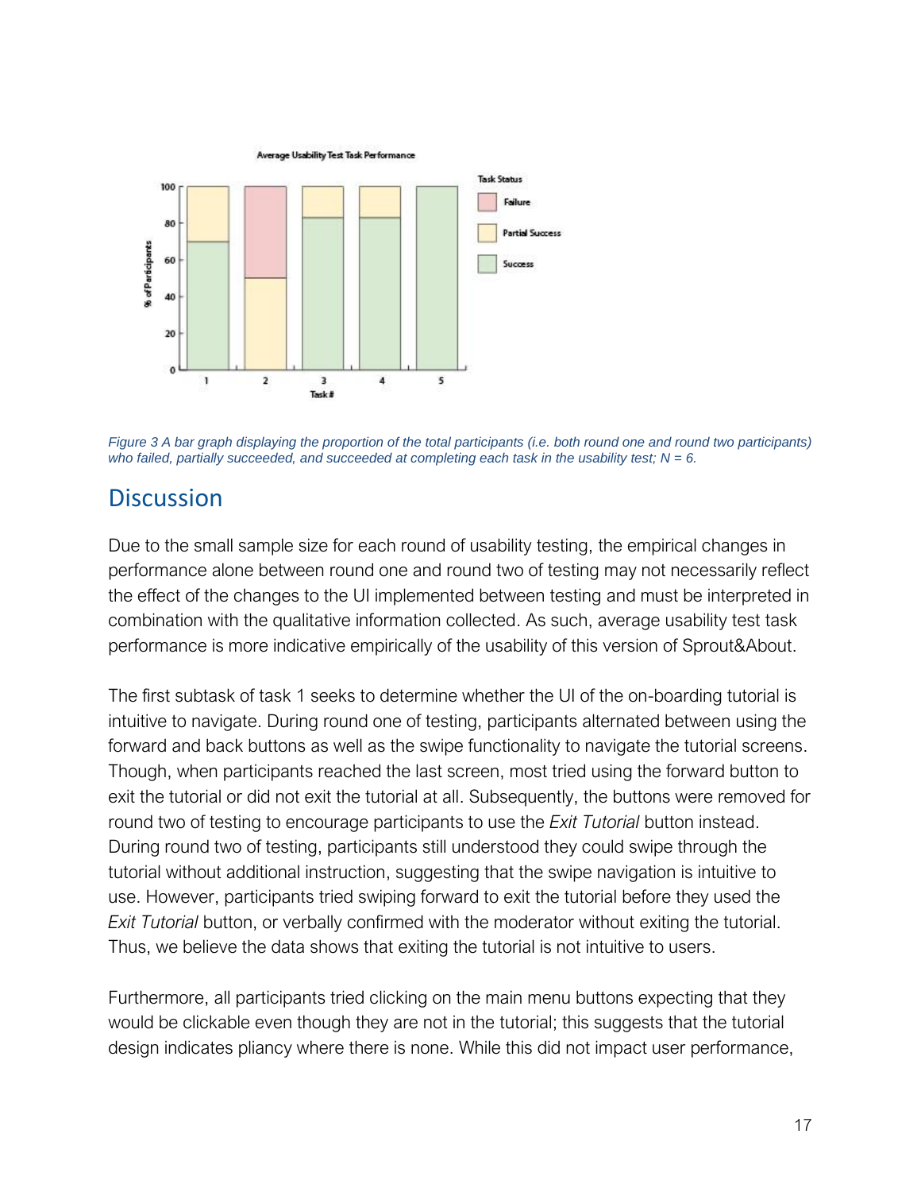Average Usability Test Task Performance

Figure 3 A bar graph displaying the proportion of the total participants (i.e. both round one and round two participants) who failed, partially succeeded, and succeeded at completing each task in the usability test; N = 6.

## Discussion

Due to the small sample size for each round of usability testing, the empirical changes in performance alone between round one and round two of testing may not necessarily reflect the effect of the changes to the UI implemented between testing and must be interpreted in combination with the qualitative information collected. As such, average usability test task performance is more indicative empirically of the usability of this version of Sprout&About.

The first subtask of task 1 seeks to determine whether the UI of the on-boarding tutorial is intuitive to navigate. During round one of testing, participants alternated between using the forward and back buttons as well as the swipe functionality to navigate the tutorial screens. Though, when participants reached the last screen, most tried using the forward button to exit the tutorial or did not exit the tutorial at all. Subsequently, the buttons were removed for round two of testing to encourage participants to use the *Exit Tutorial* button instead. During round two of testing, participants still understood they could swipe through the tutorial without additional instruction, suggesting that the swipe navigation is intuitive to use. However, participants tried swiping forward to exit the tutorial before they used the *Exit Tutorial* button, or verbally confirmed with the moderator without exiting the tutorial. Thus, we believe the data shows that exiting the tutorial is not intuitive to users.

Furthermore, all participants tried clicking on the main menu buttons expecting that they would be clickable even though they are not in the tutorial; this suggests that the tutorial design indicates pliancy where there is none. While this did not impact user performance,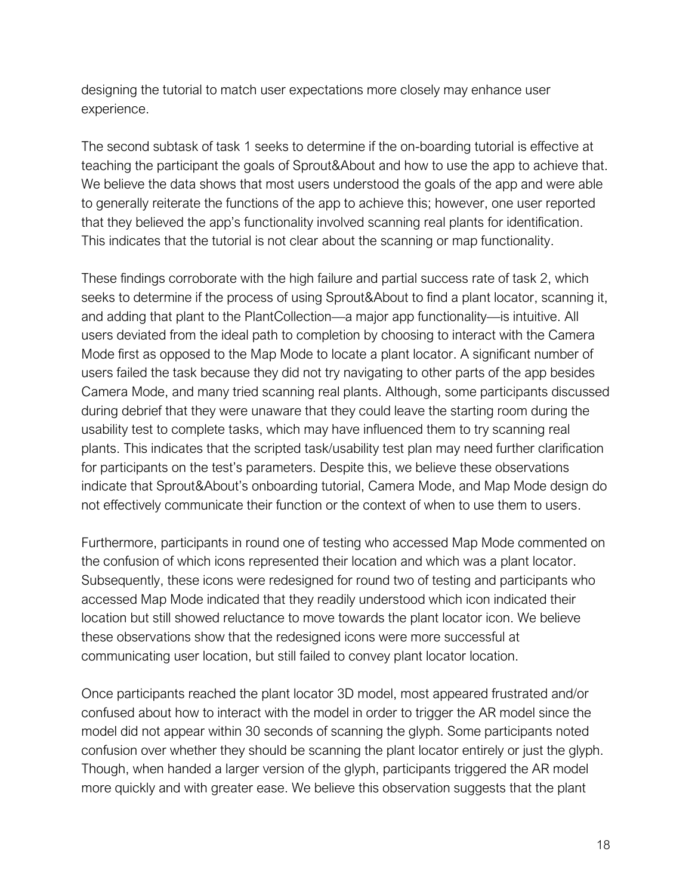designing the tutorial to match user expectations more closely may enhance user experience.

The second subtask of task 1 seeks to determine if the on-boarding tutorial is effective at teaching the participant the goals of Sprout&About and how to use the app to achieve that. We believe the data shows that most users understood the goals of the app and were able to generally reiterate the functions of the app to achieve this; however, one user reported that they believed the app's functionality involved scanning real plants for identification. This indicates that the tutorial is not clear about the scanning or map functionality.

These findings corroborate with the high failure and partial success rate of task 2, which seeks to determine if the process of using Sprout&About to find a plant locator, scanning it, and adding that plant to the PlantCollection—a major app functionality—is intuitive. All users deviated from the ideal path to completion by choosing to interact with the Camera Mode first as opposed to the Map Mode to locate a plant locator. A significant number of users failed the task because they did not try navigating to other parts of the app besides Camera Mode, and many tried scanning real plants. Although, some participants discussed during debrief that they were unaware that they could leave the starting room during the usability test to complete tasks, which may have influenced them to try scanning real plants. This indicates that the scripted task/usability test plan may need further clarification for participants on the test's parameters. Despite this, we believe these observations indicate that Sprout&About's onboarding tutorial, Camera Mode, and Map Mode design do not effectively communicate their function or the context of when to use them to users.

Furthermore, participants in round one of testing who accessed Map Mode commented on the confusion of which icons represented their location and which was a plant locator. Subsequently, these icons were redesigned for round two of testing and participants who accessed Map Mode indicated that they readily understood which icon indicated their location but still showed reluctance to move towards the plant locator icon. We believe these observations show that the redesigned icons were more successful at communicating user location, but still failed to convey plant locator location.

Once participants reached the plant locator 3D model, most appeared frustrated and/or confused about how to interact with the model in order to trigger the AR model since the model did not appear within 30 seconds of scanning the glyph. Some participants noted confusion over whether they should be scanning the plant locator entirely or just the glyph. Though, when handed a larger version of the glyph, participants triggered the AR model more quickly and with greater ease. We believe this observation suggests that the plant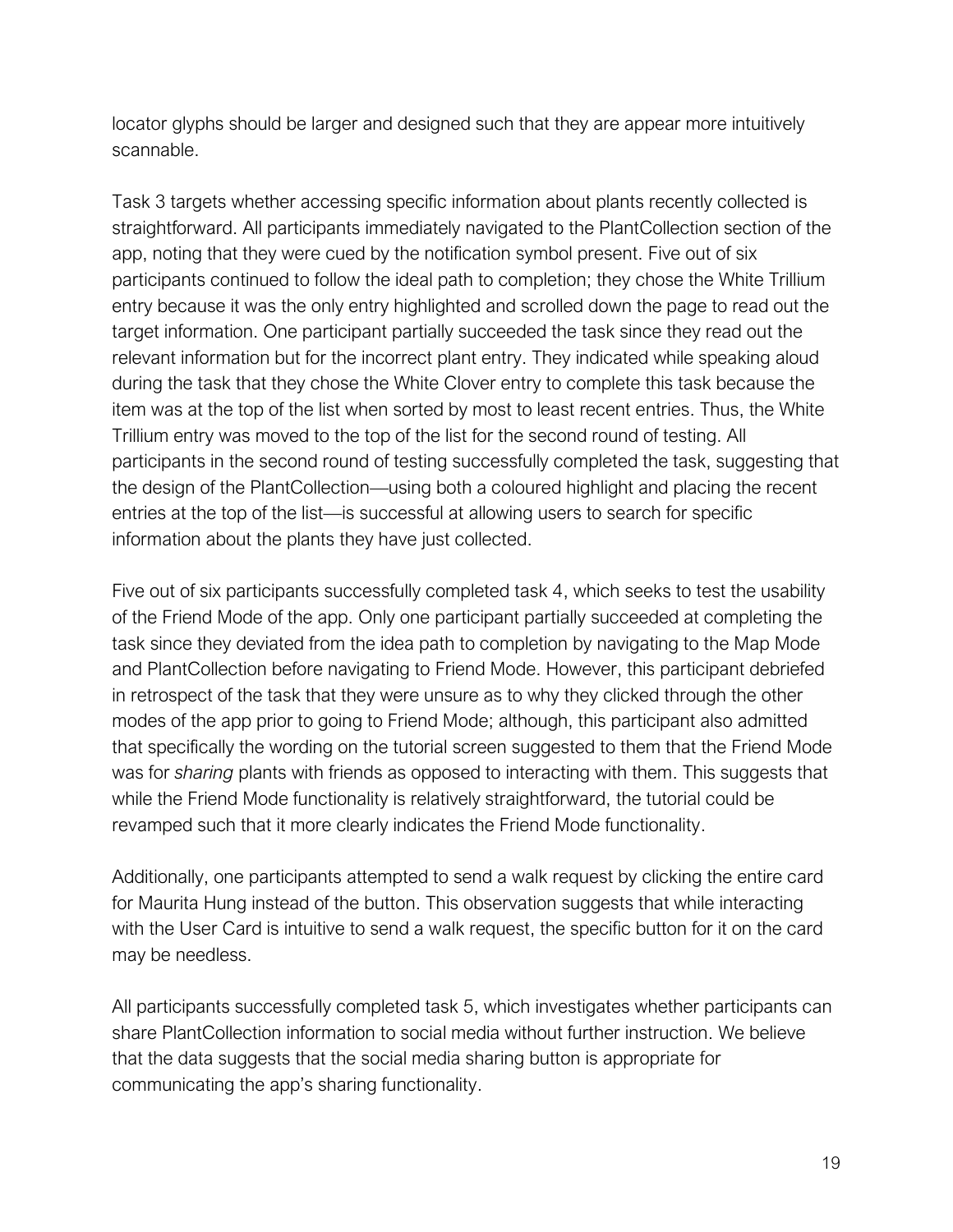locator glyphs should be larger and designed such that they are appear more intuitively scannable.

Task 3 targets whether accessing specific information about plants recently collected is straightforward. All participants immediately navigated to the PlantCollection section of the app, noting that they were cued by the notification symbol present. Five out of six participants continued to follow the ideal path to completion; they chose the White Trillium entry because it was the only entry highlighted and scrolled down the page to read out the target information. One participant partially succeeded the task since they read out the relevant information but for the incorrect plant entry. They indicated while speaking aloud during the task that they chose the White Clover entry to complete this task because the item was at the top of the list when sorted by most to least recent entries. Thus, the White Trillium entry was moved to the top of the list for the second round of testing. All participants in the second round of testing successfully completed the task, suggesting that the design of the PlantCollection—using both a coloured highlight and placing the recent entries at the top of the list—is successful at allowing users to search for specific information about the plants they have just collected.

Five out of six participants successfully completed task 4, which seeks to test the usability of the Friend Mode of the app. Only one participant partially succeeded at completing the task since they deviated from the idea path to completion by navigating to the Map Mode and PlantCollection before navigating to Friend Mode. However, this participant debriefed in retrospect of the task that they were unsure as to why they clicked through the other modes of the app prior to going to Friend Mode; although, this participant also admitted that specifically the wording on the tutorial screen suggested to them that the Friend Mode was for *sharing* plants with friends as opposed to interacting with them. This suggests that while the Friend Mode functionality is relatively straightforward, the tutorial could be revamped such that it more clearly indicates the Friend Mode functionality.

Additionally, one participants attempted to send a walk request by clicking the entire card for Maurita Hung instead of the button. This observation suggests that while interacting with the User Card is intuitive to send a walk request, the specific button for it on the card may be needless.

All participants successfully completed task 5, which investigates whether participants can share PlantCollection information to social media without further instruction. We believe that the data suggests that the social media sharing button is appropriate for communicating the app's sharing functionality.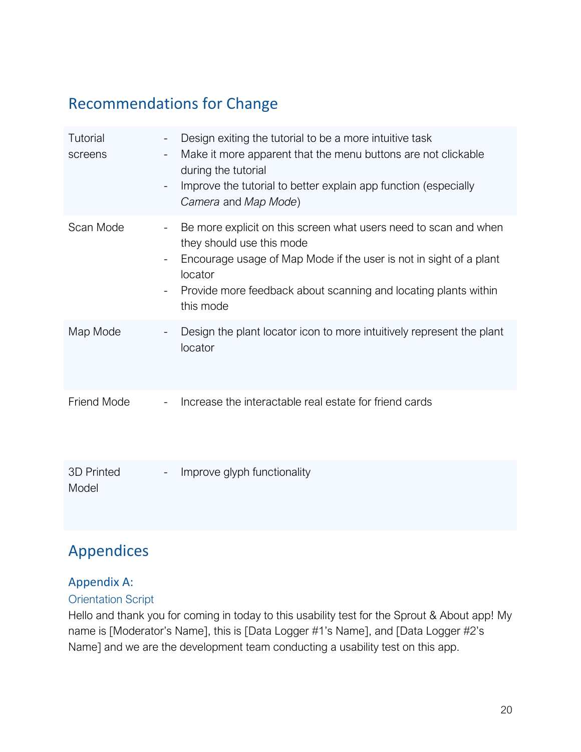## Recommendations for Change

| | |
|---|---|
| Tutorial screens | - Design exiting the tutorial to be a more intuitive task<br>- Make it more apparent that the menu buttons are not clickable during the tutorial<br>- Improve the tutorial to better explain app function (especially *Camera* and *Map Mode*) |
| Scan Mode | - Be more explicit on this screen what users need to scan and when they should use this mode<br>- Encourage usage of Map Mode if the user is not in sight of a plant locator<br>- Provide more feedback about scanning and locating plants within this mode |
| Map Mode | - Design the plant locator icon to more intuitively represent the plant locator |
| Friend Mode | - Increase the interactable real estate for friend cards |
| 3D Printed Model | - Improve glyph functionality |

## Appendices

### Appendix A:

#### Orientation Script

Hello and thank you for coming in today to this usability test for the Sprout & About app! My name is [Moderator's Name], this is [Data Logger #1's Name], and [Data Logger #2's Name] and we are the development team conducting a usability test on this app.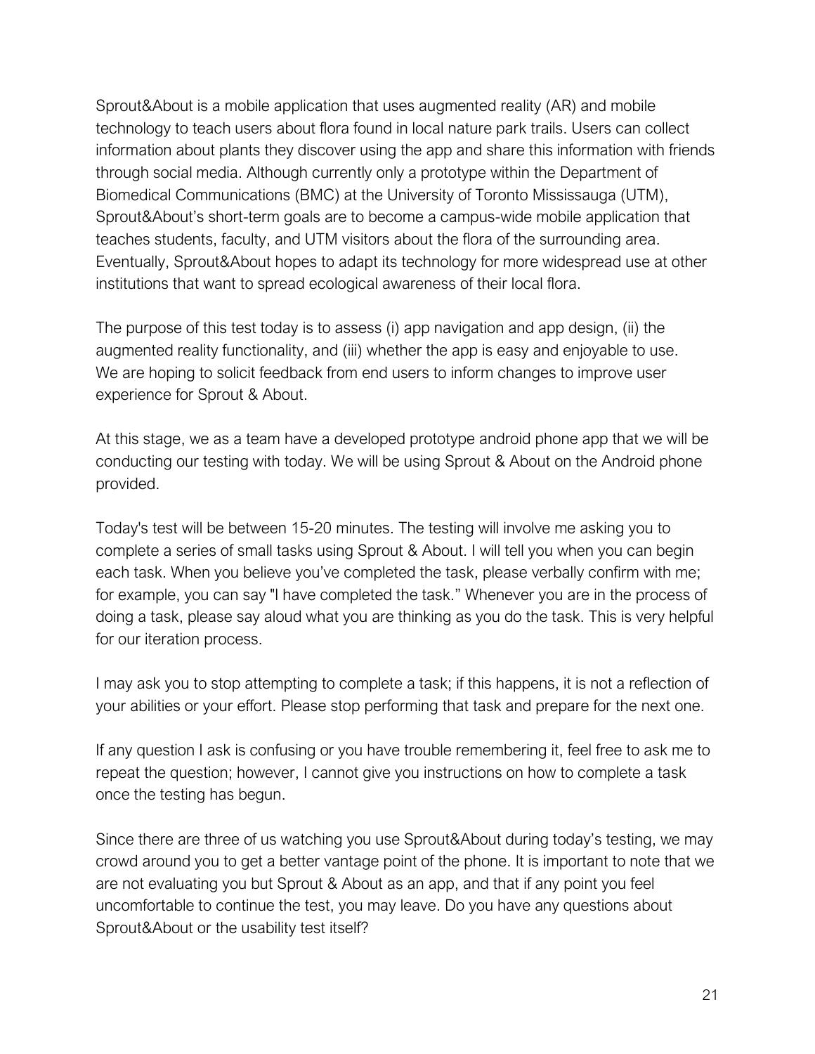Sprout&About is a mobile application that uses augmented reality (AR) and mobile technology to teach users about flora found in local nature park trails. Users can collect information about plants they discover using the app and share this information with friends through social media. Although currently only a prototype within the Department of Biomedical Communications (BMC) at the University of Toronto Mississauga (UTM), Sprout&About's short-term goals are to become a campus-wide mobile application that teaches students, faculty, and UTM visitors about the flora of the surrounding area. Eventually, Sprout&About hopes to adapt its technology for more widespread use at other institutions that want to spread ecological awareness of their local flora.

The purpose of this test today is to assess (i) app navigation and app design, (ii) the augmented reality functionality, and (iii) whether the app is easy and enjoyable to use. We are hoping to solicit feedback from end users to inform changes to improve user experience for Sprout & About.

At this stage, we as a team have a developed prototype android phone app that we will be conducting our testing with today. We will be using Sprout & About on the Android phone provided.

Today's test will be between 15-20 minutes. The testing will involve me asking you to complete a series of small tasks using Sprout & About. I will tell you when you can begin each task. When you believe you've completed the task, please verbally confirm with me; for example, you can say "I have completed the task." Whenever you are in the process of doing a task, please say aloud what you are thinking as you do the task. This is very helpful for our iteration process.

I may ask you to stop attempting to complete a task; if this happens, it is not a reflection of your abilities or your effort. Please stop performing that task and prepare for the next one.

If any question I ask is confusing or you have trouble remembering it, feel free to ask me to repeat the question; however, I cannot give you instructions on how to complete a task once the testing has begun.

Since there are three of us watching you use Sprout&About during today's testing, we may crowd around you to get a better vantage point of the phone. It is important to note that we are not evaluating you but Sprout & About as an app, and that if any point you feel uncomfortable to continue the test, you may leave. Do you have any questions about Sprout&About or the usability test itself?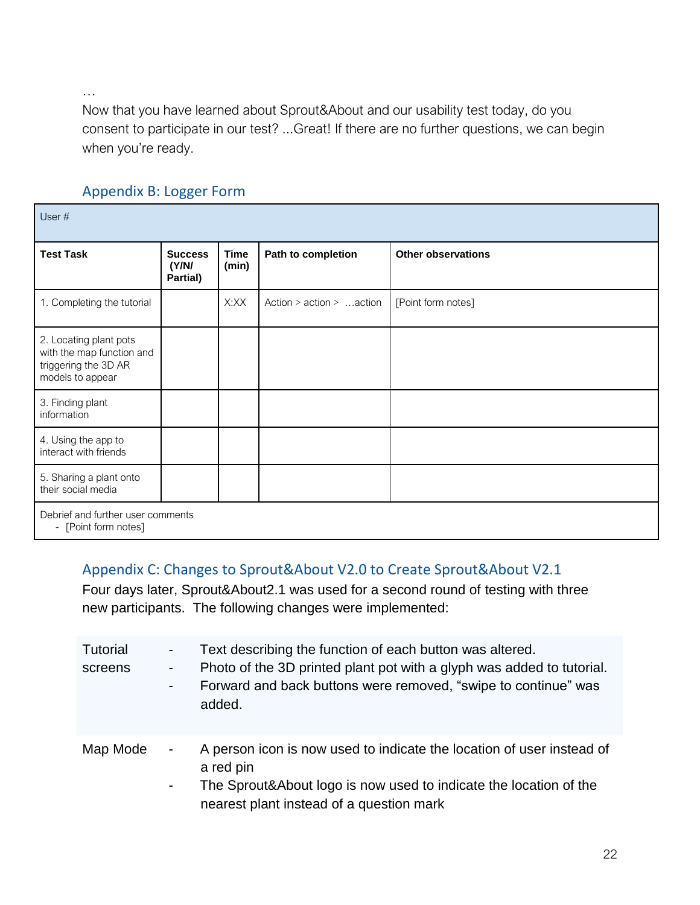…

Now that you have learned about Sprout&About and our usability test today, do you consent to participate in our test? ...Great! If there are no further questions, we can begin when you're ready.

## Appendix B: Logger Form

| User # | | | | |
|---|---|---|---|---|
| **Test Task** | **Success (Y/N/ Partial)** | **Time (min)** | **Path to completion** | **Other observations** |
| 1. Completing the tutorial | | X:XX | Action > action > …action | [Point form notes] |
| 2. Locating plant pots with the map function and triggering the 3D AR models to appear | | | | |
| 3. Finding plant information | | | | |
| 4. Using the app to interact with friends | | | | |
| 5. Sharing a plant onto their social media | | | | |
| Debrief and further user comments<br>- [Point form notes] | | | | |

## Appendix C: Changes to Sprout&About V2.0 to Create Sprout&About V2.1

Four days later, Sprout&About2.1 was used for a second round of testing with three new participants. The following changes were implemented:

| | |
|---|---|
| Tutorial screens | - Text describing the function of each button was altered.<br>- Photo of the 3D printed plant pot with a glyph was added to tutorial.<br>- Forward and back buttons were removed, "swipe to continue" was added. |
| Map Mode | - A person icon is now used to indicate the location of user instead of a red pin<br>- The Sprout&About logo is now used to indicate the location of the nearest plant instead of a question mark |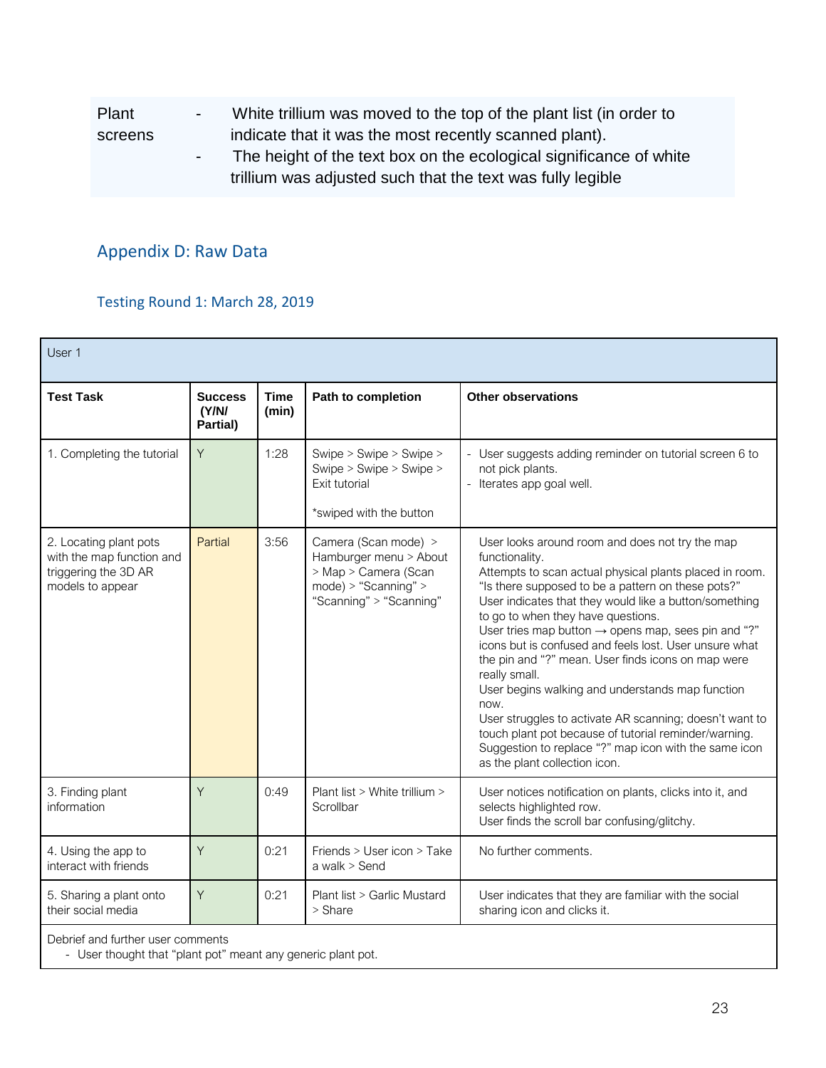| Plant screens | - White trillium was moved to the top of the plant list (in order to indicate that it was the most recently scanned plant).<br>- The height of the text box on the ecological significance of white trillium was adjusted such that the text was fully legible |
|---|---|

## Appendix D: Raw Data

### Testing Round 1: March 28, 2019

| User 1 | | | | |
|---|---|---|---|---|
| **Test Task** | **Success (Y/N/ Partial)** | **Time (min)** | **Path to completion** | **Other observations** |
| 1. Completing the tutorial | Y | 1:28 | Swipe > Swipe > Swipe > Swipe > Swipe > Swipe > Exit tutorial<br><br>*swiped with the button | - User suggests adding reminder on tutorial screen 6 to not pick plants.<br>- Iterates app goal well. |
| 2. Locating plant pots with the map function and triggering the 3D AR models to appear | Partial | 3:56 | Camera (Scan mode) > Hamburger menu > About > Map > Camera (Scan mode) > "Scanning" > "Scanning" > "Scanning" | User looks around room and does not try the map functionality.<br>Attempts to scan actual physical plants placed in room. "Is there supposed to be a pattern on these pots?"<br>User indicates that they would like a button/something to go to when they have questions.<br>User tries map button → opens map, sees pin and "?" icons but is confused and feels lost. User unsure what the pin and "?" mean. User finds icons on map were really small.<br>User begins walking and understands map function now.<br>User struggles to activate AR scanning; doesn't want to touch plant pot because of tutorial reminder/warning.<br>Suggestion to replace "?" map icon with the same icon as the plant collection icon. |
| 3. Finding plant information | Y | 0:49 | Plant list > White trillium > Scrollbar | User notices notification on plants, clicks into it, and selects highlighted row.<br>User finds the scroll bar confusing/glitchy. |
| 4. Using the app to interact with friends | Y | 0:21 | Friends > User icon > Take a walk > Send | No further comments. |
| 5. Sharing a plant onto their social media | Y | 0:21 | Plant list > Garlic Mustard > Share | User indicates that they are familiar with the social sharing icon and clicks it. |
| Debrief and further user comments<br>- User thought that "plant pot" meant any generic plant pot. | | | | |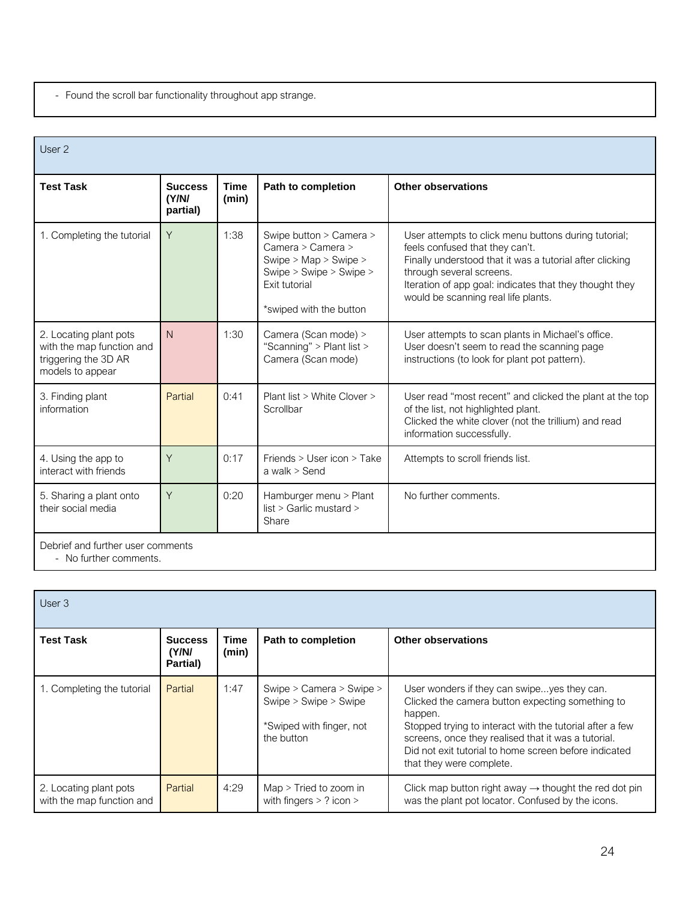- Found the scroll bar functionality throughout app strange.

**User 2**

| Test Task | Success (Y/N/ partial) | Time (min) | Path to completion | Other observations |
|---|---|---|---|---|
| 1. Completing the tutorial | Y | 1:38 | Swipe button > Camera > Camera > Camera > Swipe > Map > Swipe > Swipe > Swipe > Swipe > Exit tutorial<br><br>*swiped with the button | User attempts to click menu buttons during tutorial; feels confused that they can't.<br>Finally understood that it was a tutorial after clicking through several screens.<br>Iteration of app goal: indicates that they thought they would be scanning real life plants. |
| 2. Locating plant pots with the map function and triggering the 3D AR models to appear | N | 1:30 | Camera (Scan mode) > "Scanning" > Plant list > Camera (Scan mode) | User attempts to scan plants in Michael's office.<br>User doesn't seem to read the scanning page instructions (to look for plant pot pattern). |
| 3. Finding plant information | Partial | 0:41 | Plant list > White Clover > Scrollbar | User read "most recent" and clicked the plant at the top of the list, not highlighted plant.<br>Clicked the white clover (not the trillium) and read information successfully. |
| 4. Using the app to interact with friends | Y | 0:17 | Friends > User icon > Take a walk > Send | Attempts to scroll friends list. |
| 5. Sharing a plant onto their social media | Y | 0:20 | Hamburger menu > Plant list > Garlic mustard > Share | No further comments. |

Debrief and further user comments
- No further comments.

**User 3**

| Test Task | Success (Y/N/ Partial) | Time (min) | Path to completion | Other observations |
|---|---|---|---|---|
| 1. Completing the tutorial | Partial | 1:47 | Swipe > Camera > Swipe > Swipe > Swipe > Swipe<br><br>*Swiped with finger, not the button | User wonders if they can swipe...yes they can.<br>Clicked the camera button expecting something to happen.<br>Stopped trying to interact with the tutorial after a few screens, once they realised that it was a tutorial.<br>Did not exit tutorial to home screen before indicated that they were complete. |
| 2. Locating plant pots with the map function and | Partial | 4:29 | Map > Tried to zoom in with fingers > ? icon > | Click map button right away → thought the red dot pin was the plant pot locator. Confused by the icons. |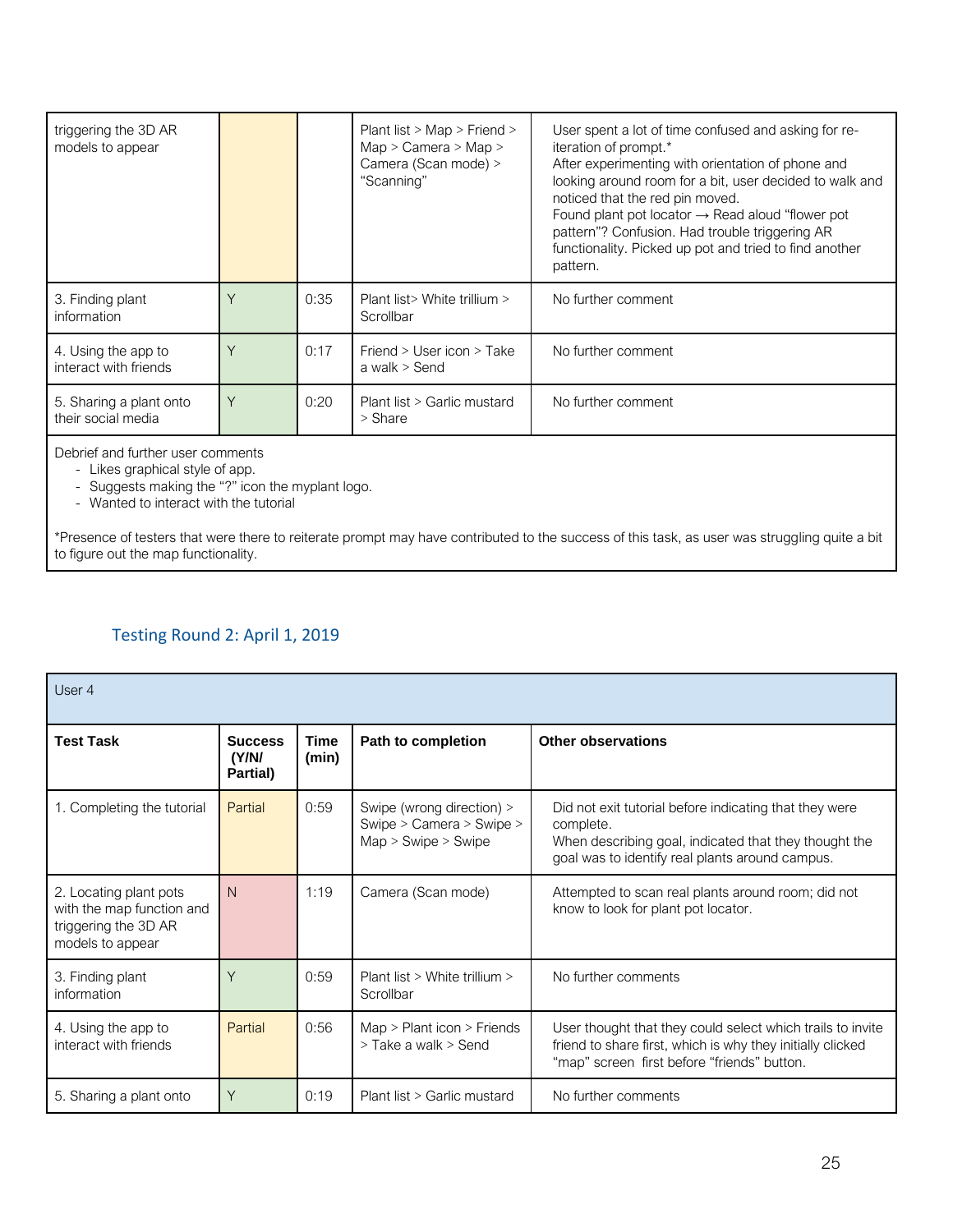| triggering the 3D AR models to appear | | | Plant list > Map > Friend > Map > Camera > Map > Camera (Scan mode) > "Scanning" | User spent a lot of time confused and asking for re-iteration of prompt.* After experimenting with orientation of phone and looking around room for a bit, user decided to walk and noticed that the red pin moved. Found plant pot locator → Read aloud "flower pot pattern"? Confusion. Had trouble triggering AR functionality. Picked up pot and tried to find another pattern. |
|---|---|---|---|---|
| 3. Finding plant information | Y | 0:35 | Plant list> White trillium > Scrollbar | No further comment |
| 4. Using the app to interact with friends | Y | 0:17 | Friend > User icon > Take a walk > Send | No further comment |
| 5. Sharing a plant onto their social media | Y | 0:20 | Plant list > Garlic mustard > Share | No further comment |

Debrief and further user comments

- Likes graphical style of app.
- Suggests making the "?" icon the myplant logo.
- Wanted to interact with the tutorial

*Presence of testers that were there to reiterate prompt may have contributed to the success of this task, as user was struggling quite a bit to figure out the map functionality.

## Testing Round 2: April 1, 2019

User 4

| Test Task | Success (Y/N/ Partial) | Time (min) | Path to completion | Other observations |
|---|---|---|---|---|
| 1. Completing the tutorial | Partial | 0:59 | Swipe (wrong direction) > Swipe > Camera > Swipe > Map > Swipe > Swipe | Did not exit tutorial before indicating that they were complete. When describing goal, indicated that they thought the goal was to identify real plants around campus. |
| 2. Locating plant pots with the map function and triggering the 3D AR models to appear | N | 1:19 | Camera (Scan mode) | Attempted to scan real plants around room; did not know to look for plant pot locator. |
| 3. Finding plant information | Y | 0:59 | Plant list > White trillium > Scrollbar | No further comments |
| 4. Using the app to interact with friends | Partial | 0:56 | Map > Plant icon > Friends > Take a walk > Send | User thought that they could select which trails to invite friend to share first, which is why they initially clicked "map" screen first before "friends" button. |
| 5. Sharing a plant onto | Y | 0:19 | Plant list > Garlic mustard | No further comments |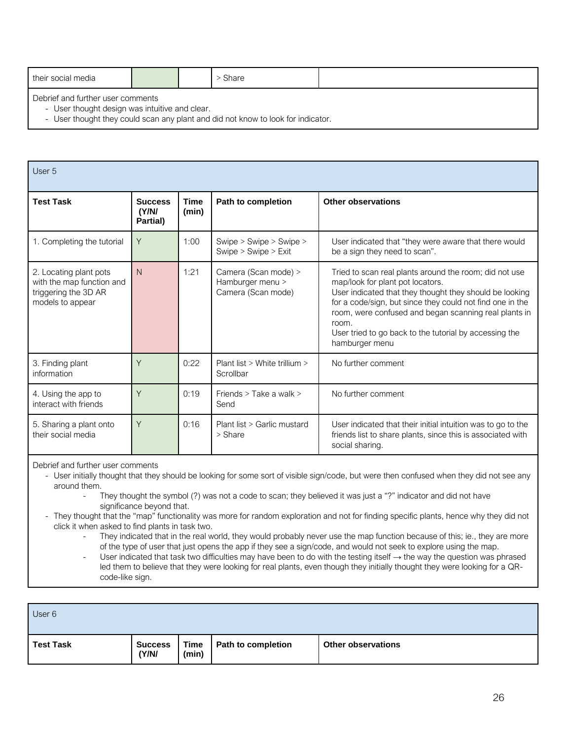| their social media | | | > Share | |
|---|---|---|---|---|

Debrief and further user comments
- User thought design was intuitive and clear.
- User thought they could scan any plant and did not know to look for indicator.

User 5

| Test Task | Success (Y/N/ Partial) | Time (min) | Path to completion | Other observations |
|---|---|---|---|---|
| 1. Completing the tutorial | Y | 1:00 | Swipe > Swipe > Swipe > Swipe > Swipe > Exit | User indicated that "they were aware that there would be a sign they need to scan". |
| 2. Locating plant pots with the map function and triggering the 3D AR models to appear | N | 1:21 | Camera (Scan mode) > Hamburger menu > Camera (Scan mode) | Tried to scan real plants around the room; did not use map/look for plant pot locators. User indicated that they thought they should be looking for a code/sign, but since they could not find one in the room, were confused and began scanning real plants in room. User tried to go back to the tutorial by accessing the hamburger menu |
| 3. Finding plant information | Y | 0:22 | Plant list > White trillium > Scrollbar | No further comment |
| 4. Using the app to interact with friends | Y | 0:19 | Friends > Take a walk > Send | No further comment |
| 5. Sharing a plant onto their social media | Y | 0:16 | Plant list > Garlic mustard > Share | User indicated that their initial intuition was to go to the friends list to share plants, since this is associated with social sharing. |

Debrief and further user comments
- User initially thought that they should be looking for some sort of visible sign/code, but were then confused when they did not see any around them.
  - They thought the symbol (?) was not a code to scan; they believed it was just a "?" indicator and did not have significance beyond that.
- They thought that the "map" functionality was more for random exploration and not for finding specific plants, hence why they did not click it when asked to find plants in task two.
  - They indicated that in the real world, they would probably never use the map function because of this; ie., they are more of the type of user that just opens the app if they see a sign/code, and would not seek to explore using the map.
  - User indicated that task two difficulties may have been to do with the testing itself → the way the question was phrased led them to believe that they were looking for real plants, even though they initially thought they were looking for a QR-code-like sign.

User 6

| Test Task | Success (Y/N/ | Time (min) | Path to completion | Other observations |
|---|---|---|---|---|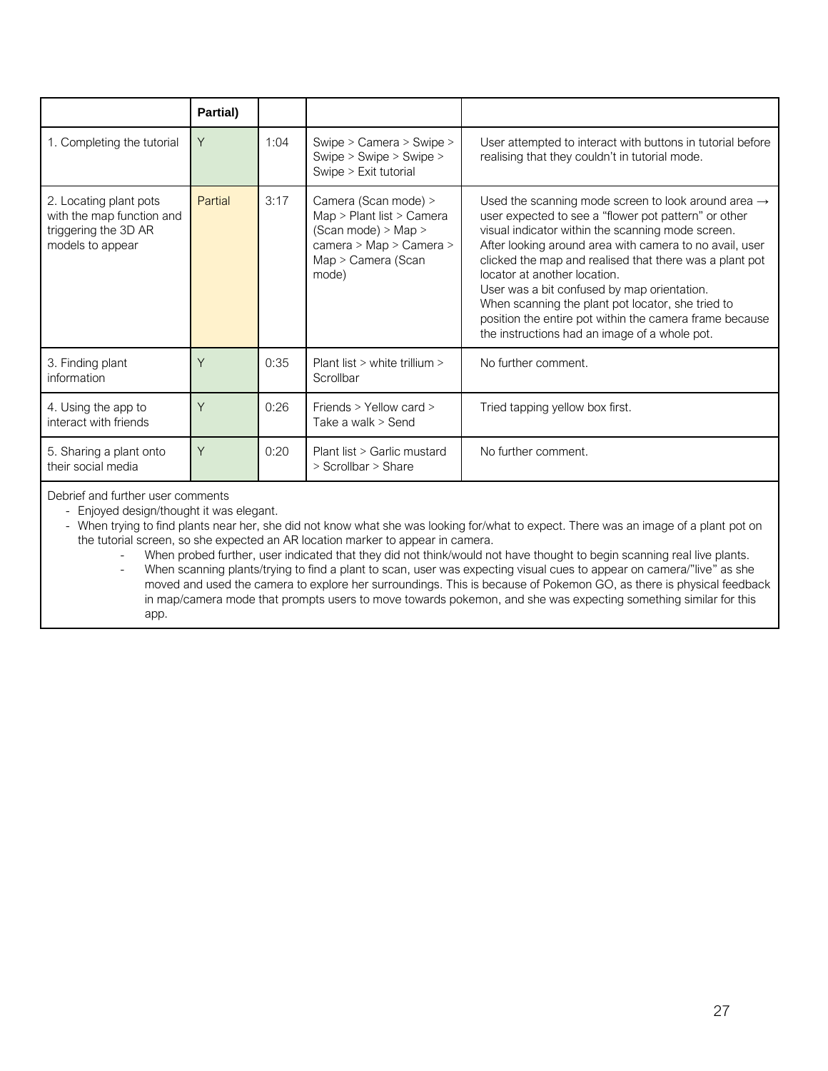| | Partial) | | | |
|---|---|---|---|---|
| 1. Completing the tutorial | Y | 1:04 | Swipe > Camera > Swipe > Swipe > Swipe > Swipe > Swipe > Exit tutorial | User attempted to interact with buttons in tutorial before realising that they couldn't in tutorial mode. |
| 2. Locating plant pots with the map function and triggering the 3D AR models to appear | Partial | 3:17 | Camera (Scan mode) > Map > Plant list > Camera (Scan mode) > Map > camera > Map > Camera > Map > Camera (Scan mode) | Used the scanning mode screen to look around area → user expected to see a "flower pot pattern" or other visual indicator within the scanning mode screen. After looking around area with camera to no avail, user clicked the map and realised that there was a plant pot locator at another location. User was a bit confused by map orientation. When scanning the plant pot locator, she tried to position the entire pot within the camera frame because the instructions had an image of a whole pot. |
| 3. Finding plant information | Y | 0:35 | Plant list > white trillium > Scrollbar | No further comment. |
| 4. Using the app to interact with friends | Y | 0:26 | Friends > Yellow card > Take a walk > Send | Tried tapping yellow box first. |
| 5. Sharing a plant onto their social media | Y | 0:20 | Plant list > Garlic mustard > Scrollbar > Share | No further comment. |

Debrief and further user comments

- Enjoyed design/thought it was elegant.
- When trying to find plants near her, she did not know what she was looking for/what to expect. There was an image of a plant pot on the tutorial screen, so she expected an AR location marker to appear in camera.
  - When probed further, user indicated that they did not think/would not have thought to begin scanning real live plants.
  - When scanning plants/trying to find a plant to scan, user was expecting visual cues to appear on camera/"live" as she moved and used the camera to explore her surroundings. This is because of Pokemon GO, as there is physical feedback in map/camera mode that prompts users to move towards pokemon, and she was expecting something similar for this app.